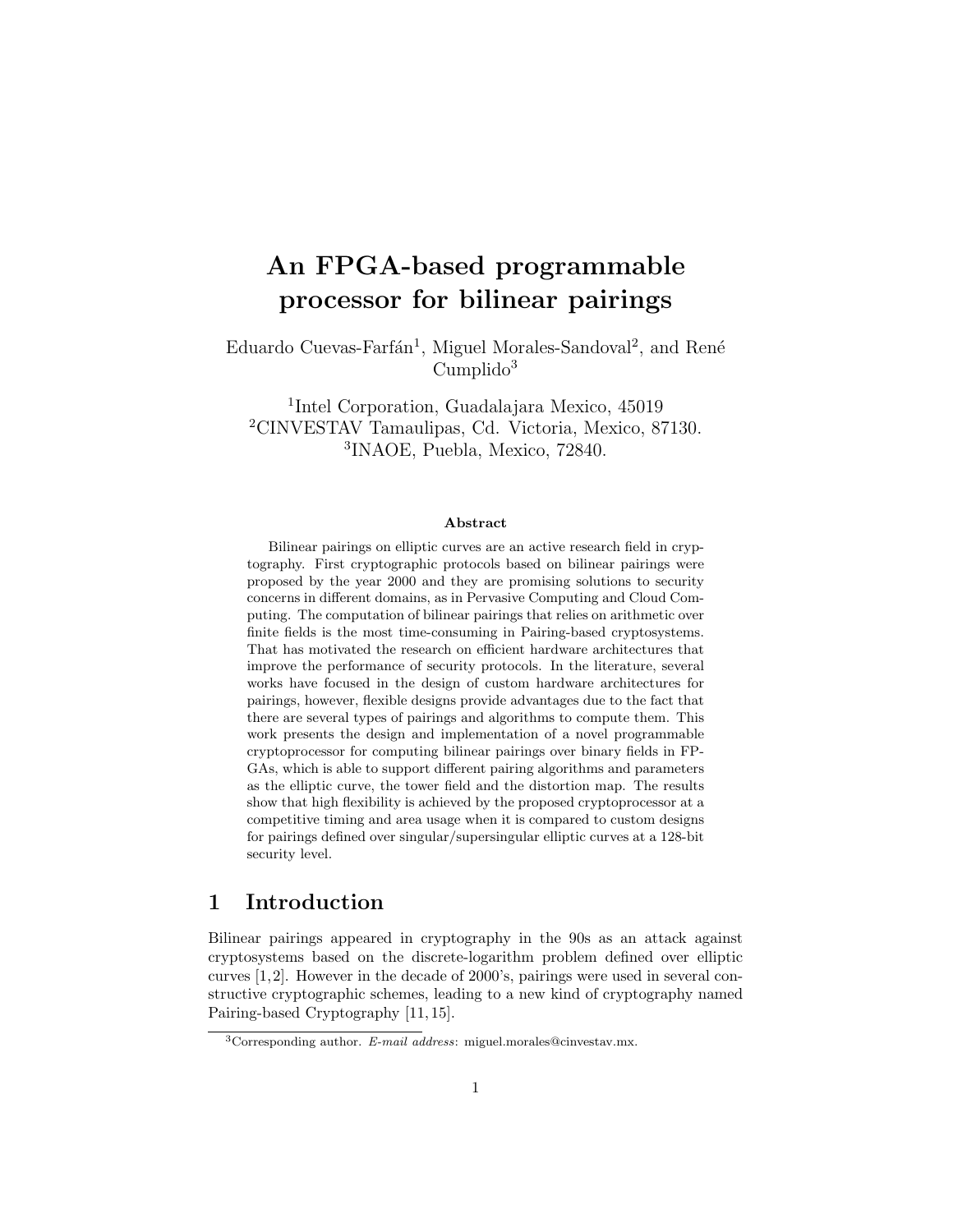# An FPGA-based programmable processor for bilinear pairings

Eduardo Cuevas-Farfán[1], Miguel Morales-Sandoval[2], and René Cumplido[3]

[1]Intel Corporation, Guadalajara Mexico, 45019
[2]CINVESTAV Tamaulipas, Cd. Victoria, Mexico, 87130.
[3]INAOE, Puebla, Mexico, 72840.

### Abstract

Bilinear pairings on elliptic curves are an active research field in cryptography. First cryptographic protocols based on bilinear pairings were proposed by the year 2000 and they are promising solutions to security concerns in different domains, as in Pervasive Computing and Cloud Computing. The computation of bilinear pairings that relies on arithmetic over finite fields is the most time-consuming in Pairing-based cryptosystems. That has motivated the research on efficient hardware architectures that improve the performance of security protocols. In the literature, several works have focused in the design of custom hardware architectures for pairings, however, flexible designs provide advantages due to the fact that there are several types of pairings and algorithms to compute them. This work presents the design and implementation of a novel programmable cryptoprocessor for computing bilinear pairings over binary fields in FPGAs, which is able to support different pairing algorithms and parameters as the elliptic curve, the tower field and the distortion map. The results show that high flexibility is achieved by the proposed cryptoprocessor at a competitive timing and area usage when it is compared to custom designs for pairings defined over singular/supersingular elliptic curves at a 128-bit security level.

## 1 Introduction

Bilinear pairings appeared in cryptography in the 90s as an attack against cryptosystems based on the discrete-logarithm problem defined over elliptic curves [1,2]. However in the decade of 2000's, pairings were used in several constructive cryptographic schemes, leading to a new kind of cryptography named Pairing-based Cryptography [11,15].

[3]Corresponding author. *E-mail address*: miguel.morales@cinvestav.mx.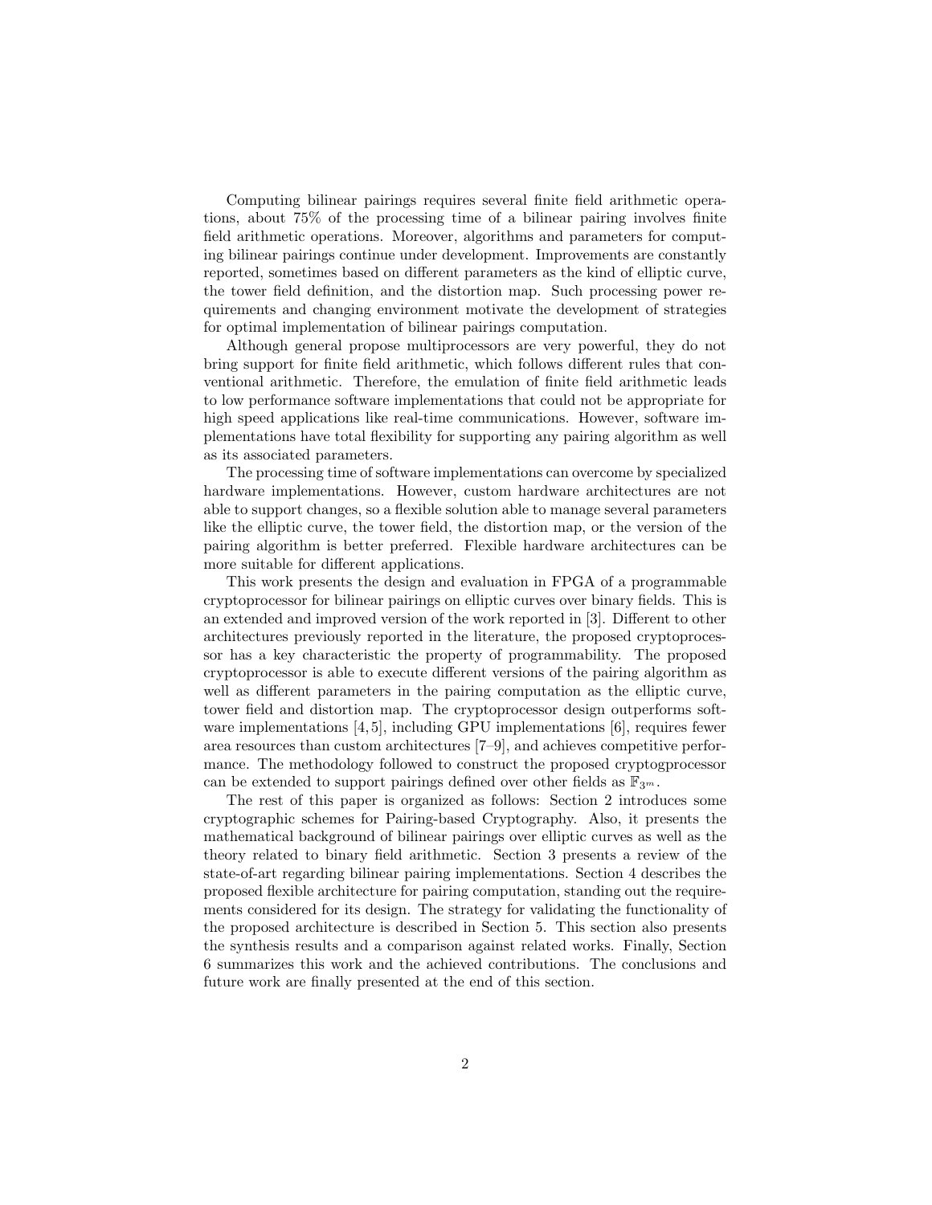Computing bilinear pairings requires several finite field arithmetic operations, about 75% of the processing time of a bilinear pairing involves finite field arithmetic operations. Moreover, algorithms and parameters for computing bilinear pairings continue under development. Improvements are constantly reported, sometimes based on different parameters as the kind of elliptic curve, the tower field definition, and the distortion map. Such processing power requirements and changing environment motivate the development of strategies for optimal implementation of bilinear pairings computation.

Although general propose multiprocessors are very powerful, they do not bring support for finite field arithmetic, which follows different rules that conventional arithmetic. Therefore, the emulation of finite field arithmetic leads to low performance software implementations that could not be appropriate for high speed applications like real-time communications. However, software implementations have total flexibility for supporting any pairing algorithm as well as its associated parameters.

The processing time of software implementations can overcome by specialized hardware implementations. However, custom hardware architectures are not able to support changes, so a flexible solution able to manage several parameters like the elliptic curve, the tower field, the distortion map, or the version of the pairing algorithm is better preferred. Flexible hardware architectures can be more suitable for different applications.

This work presents the design and evaluation in FPGA of a programmable cryptoprocessor for bilinear pairings on elliptic curves over binary fields. This is an extended and improved version of the work reported in [3]. Different to other architectures previously reported in the literature, the proposed cryptoprocessor has a key characteristic the property of programmability. The proposed cryptoprocessor is able to execute different versions of the pairing algorithm as well as different parameters in the pairing computation as the elliptic curve, tower field and distortion map. The cryptoprocessor design outperforms software implementations [4, 5], including GPU implementations [6], requires fewer area resources than custom architectures [7–9], and achieves competitive performance. The methodology followed to construct the proposed cryptogprocessor can be extended to support pairings defined over other fields as $\mathbb{F}_{3^m}$.

The rest of this paper is organized as follows: Section 2 introduces some cryptographic schemes for Pairing-based Cryptography. Also, it presents the mathematical background of bilinear pairings over elliptic curves as well as the theory related to binary field arithmetic. Section 3 presents a review of the state-of-art regarding bilinear pairing implementations. Section 4 describes the proposed flexible architecture for pairing computation, standing out the requirements considered for its design. The strategy for validating the functionality of the proposed architecture is described in Section 5. This section also presents the synthesis results and a comparison against related works. Finally, Section 6 summarizes this work and the achieved contributions. The conclusions and future work are finally presented at the end of this section.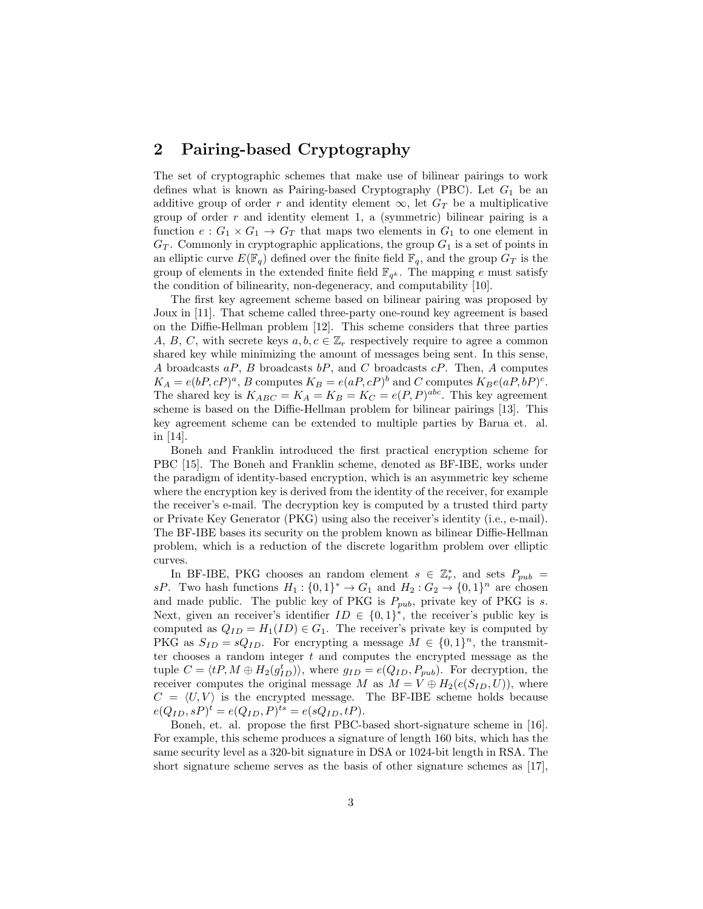## 2 Pairing-based Cryptography

The set of cryptographic schemes that make use of bilinear pairings to work defines what is known as Pairing-based Cryptography (PBC). Let $G_1$ be an additive group of order $r$ and identity element $\infty$, let $G_T$ be a multiplicative group of order $r$ and identity element 1, a (symmetric) bilinear pairing is a function $e : G_1 \times G_1 \rightarrow G_T$ that maps two elements in $G_1$ to one element in $G_T$. Commonly in cryptographic applications, the group $G_1$ is a set of points in an elliptic curve $E(\mathbb{F}_q)$ defined over the finite field $\mathbb{F}_q$, and the group $G_T$ is the group of elements in the extended finite field $\mathbb{F}_{q^k}$. The mapping $e$ must satisfy the condition of bilinearity, non-degeneracy, and computability [10].

The first key agreement scheme based on bilinear pairing was proposed by Joux in [11]. That scheme called three-party one-round key agreement is based on the Diffie-Hellman problem [12]. This scheme considers that three parties $A$, $B$, $C$, with secrete keys $a, b, c \in \mathbb{Z}_r$ respectively require to agree a common shared key while minimizing the amount of messages being sent. In this sense, $A$ broadcasts $aP$, $B$ broadcasts $bP$, and $C$ broadcasts $cP$. Then, $A$ computes $K_A = e(bP, cP)^a$, $B$ computes $K_B = e(aP, cP)^b$ and $C$ computes $K_B e(aP, bP)^c$. The shared key is $K_{ABC} = K_A = K_B = K_C = e(P, P)^{abc}$. This key agreement scheme is based on the Diffie-Hellman problem for bilinear pairings [13]. This key agreement scheme can be extended to multiple parties by Barua et. al. in [14].

Boneh and Franklin introduced the first practical encryption scheme for PBC [15]. The Boneh and Franklin scheme, denoted as BF-IBE, works under the paradigm of identity-based encryption, which is an asymmetric key scheme where the encryption key is derived from the identity of the receiver, for example the receiver's e-mail. The decryption key is computed by a trusted third party or Private Key Generator (PKG) using also the receiver's identity (i.e., e-mail). The BF-IBE bases its security on the problem known as bilinear Diffie-Hellman problem, which is a reduction of the discrete logarithm problem over elliptic curves.

In BF-IBE, PKG chooses an random element $s \in \mathbb{Z}_r^*$, and sets $P_{pub} = sP$. Two hash functions $H_1 : \{0, 1\}^* \rightarrow G_1$ and $H_2 : G_2 \rightarrow \{0, 1\}^n$ are chosen and made public. The public key of PKG is $P_{pub}$, private key of PKG is $s$. Next, given an receiver's identifier $ID \in \{0, 1\}^*$, the receiver's public key is computed as $Q_{ID} = H_1(ID) \in G_1$. The receiver's private key is computed by PKG as $S_{ID} = sQ_{ID}$. For encrypting a message $M \in \{0, 1\}^n$, the transmitter chooses a random integer $t$ and computes the encrypted message as the tuple $C = \langle tP, M \oplus H_2(g_{ID}^t)\rangle$, where $g_{ID} = e(Q_{ID}, P_{pub})$. For decryption, the receiver computes the original message $M$ as $M = V \oplus H_2(e(S_{ID}, U))$, where $C = \langle U, V\rangle$ is the encrypted message. The BF-IBE scheme holds because $e(Q_{ID}, sP)^t = e(Q_{ID}, P)^{ts} = e(sQ_{ID}, tP)$.

Boneh, et. al. propose the first PBC-based short-signature scheme in [16]. For example, this scheme produces a signature of length 160 bits, which has the same security level as a 320-bit signature in DSA or 1024-bit length in RSA. The short signature scheme serves as the basis of other signature schemes as [17],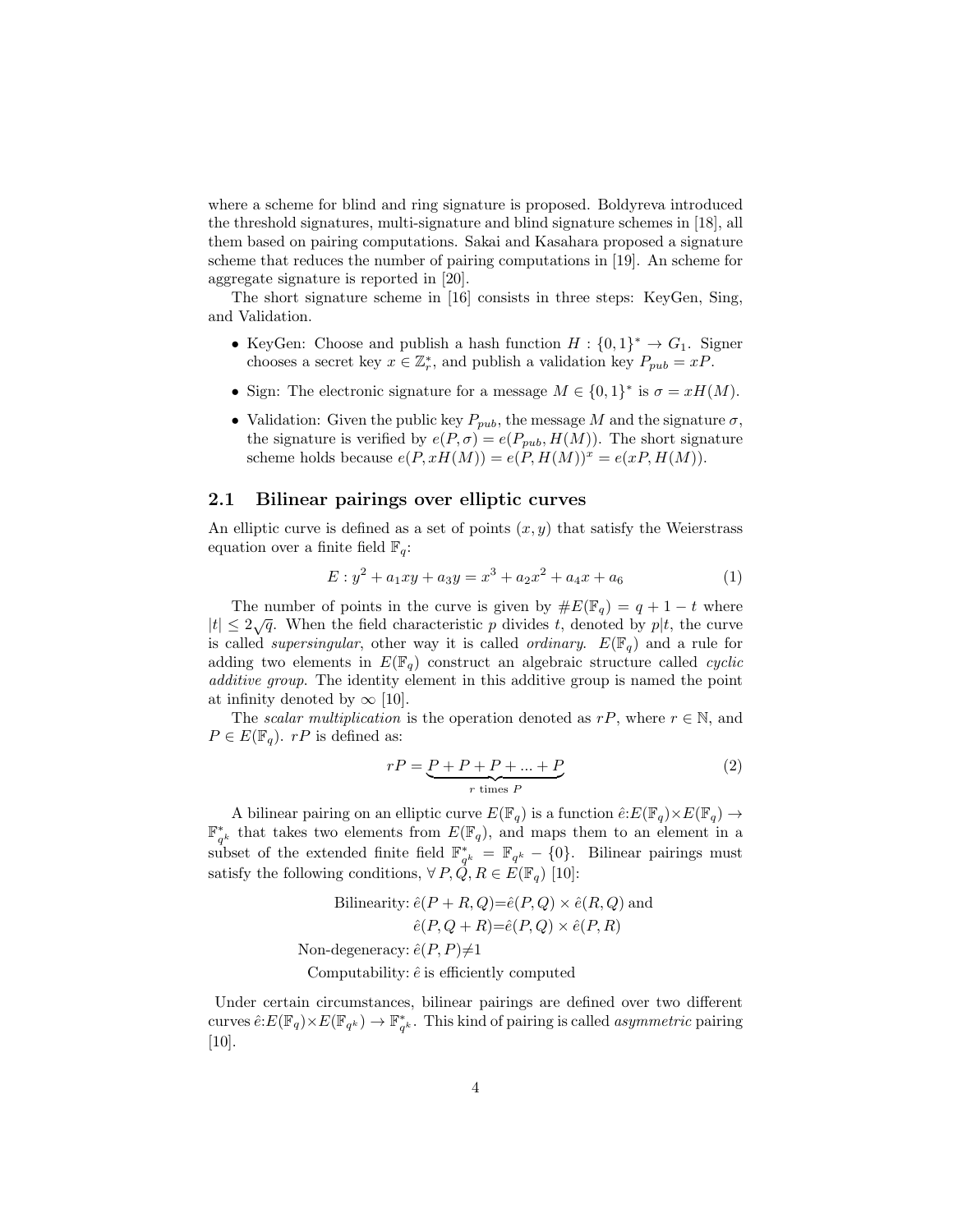where a scheme for blind and ring signature is proposed. Boldyreva introduced the threshold signatures, multi-signature and blind signature schemes in [18], all them based on pairing computations. Sakai and Kasahara proposed a signature scheme that reduces the number of pairing computations in [19]. An scheme for aggregate signature is reported in [20].

The short signature scheme in [16] consists in three steps: KeyGen, Sing, and Validation.

- KeyGen: Choose and publish a hash function $H : \{0,1\}^* \rightarrow G_1$. Signer chooses a secret key $x \in \mathbb{Z}_r^*$, and publish a validation key $P_{pub} = xP$.
- Sign: The electronic signature for a message $M \in \{0,1\}^*$ is $\sigma = xH(M)$.
- Validation: Given the public key $P_{pub}$, the message $M$ and the signature $\sigma$, the signature is verified by $e(P, \sigma) = e(P_{pub}, H(M))$. The short signature scheme holds because $e(P, xH(M)) = e(P, H(M))^x = e(xP, H(M))$.

## 2.1 Bilinear pairings over elliptic curves

An elliptic curve is defined as a set of points $(x, y)$ that satisfy the Weierstrass equation over a finite field $\mathbb{F}_q$:

$$E : y^2 + a_1xy + a_3y = x^3 + a_2x^2 + a_4x + a_6 \tag{1}$$

The number of points in the curve is given by $\#E(\mathbb{F}_q) = q + 1 - t$ where $|t| \leq 2\sqrt{q}$. When the field characteristic $p$ divides $t$, denoted by $p|t$, the curve is called *supersingular*, other way it is called *ordinary*. $E(\mathbb{F}_q)$ and a rule for adding two elements in $E(\mathbb{F}_q)$ construct an algebraic structure called *cyclic additive group*. The identity element in this additive group is named the point at infinity denoted by $\infty$ [10].

The *scalar multiplication* is the operation denoted as $rP$, where $r \in \mathbb{N}$, and $P \in E(\mathbb{F}_q)$. $rP$ is defined as:

$$rP = \underbrace{P + P + P + ... + P}_{r \text{ times } P} \tag{2}$$

A bilinear pairing on an elliptic curve $E(\mathbb{F}_q)$ is a function $\hat{e}$:$E(\mathbb{F}_q) \times E(\mathbb{F}_q) \rightarrow \mathbb{F}^*_{q^k}$ that takes two elements from $E(\mathbb{F}_q)$, and maps them to an element in a subset of the extended finite field $\mathbb{F}^*_{q^k} = \mathbb{F}_{q^k} - \{0\}$. Bilinear pairings must satisfy the following conditions, $\forall\, P, Q, R \in E(\mathbb{F}_q)$ [10]:

$$\begin{aligned} \text{Bilinearity: } & \hat{e}(P + R, Q) = \hat{e}(P, Q) \times \hat{e}(R, Q) \text{ and} \\ & \hat{e}(P, Q + R) = \hat{e}(P, Q) \times \hat{e}(P, R) \\ \text{Non-degeneracy: } & \hat{e}(P, P) \neq 1 \\ \text{Computability: } & \hat{e} \text{ is efficiently computed} \end{aligned}$$

Under certain circumstances, bilinear pairings are defined over two different curves $\hat{e}$:$E(\mathbb{F}_q) \times E(\mathbb{F}_{q^k}) \rightarrow \mathbb{F}^*_{q^k}$. This kind of pairing is called *asymmetric* pairing [10].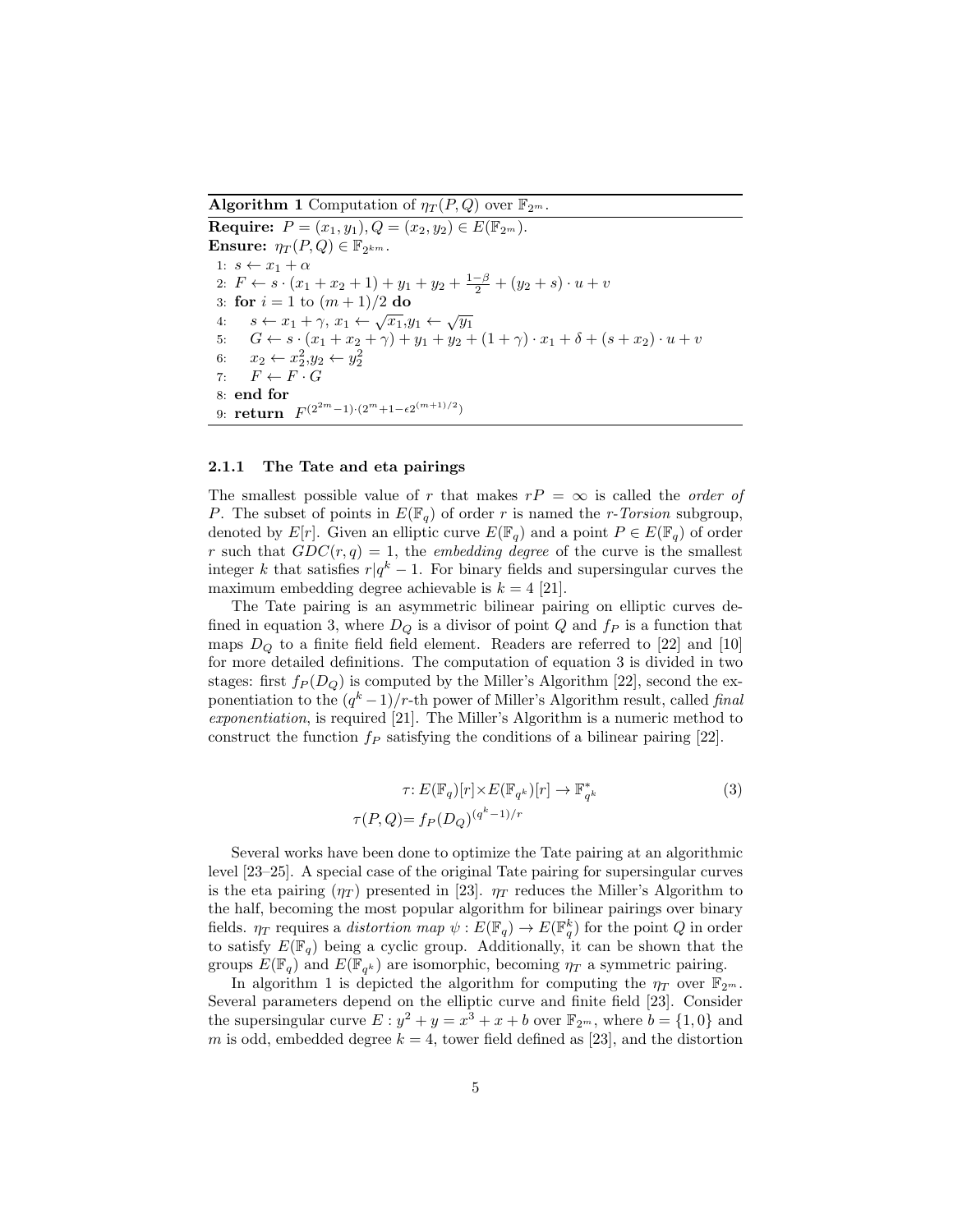**Algorithm 1** Computation of $\eta_T(P,Q)$ over $\mathbb{F}_{2^m}$.

**Require:** $P = (x_1, y_1), Q = (x_2, y_2) \in E(\mathbb{F}_{2^m})$.
**Ensure:** $\eta_T(P,Q) \in \mathbb{F}_{2^{km}}$.

```
1: s ← x1 + α
2: F ← s·(x1 + x2 + 1) + y1 + y2 + (1−β)/2 + (y2 + s)·u + v
3: for i = 1 to (m+1)/2 do
4:    s ← x1 + γ, x1 ← √x1, y1 ← √y1
5:    G ← s·(x1 + x2 + γ) + y1 + y2 + (1 + γ)·x1 + δ + (s + x2)·u + v
6:    x2 ← x2², y2 ← y2²
7:    F ← F·G
8: end for
9: return F^((2^(2m) − 1)·(2^m + 1 − ε2^((m+1)/2)))
```

1: $s \leftarrow x_1 + \alpha$
2: $F \leftarrow s \cdot (x_1 + x_2 + 1) + y_1 + y_2 + \frac{1-\beta}{2} + (y_2 + s) \cdot u + v$
3: **for** $i = 1$ to $(m+1)/2$ **do**
4: $\quad s \leftarrow x_1 + \gamma$, $x_1 \leftarrow \sqrt{x_1}$, $y_1 \leftarrow \sqrt{y_1}$
5: $\quad G \leftarrow s \cdot (x_1 + x_2 + \gamma) + y_1 + y_2 + (1 + \gamma) \cdot x_1 + \delta + (s + x_2) \cdot u + v$
6: $\quad x_2 \leftarrow x_2^2$, $y_2 \leftarrow y_2^2$
7: $\quad F \leftarrow F \cdot G$
8: **end for**
9: **return** $F^{(2^{2m}-1)\cdot(2^m+1-\epsilon 2^{(m+1)/2})}$

#### 2.1.1 The Tate and eta pairings

The smallest possible value of $r$ that makes $rP = \infty$ is called the *order of* $P$. The subset of points in $E(\mathbb{F}_q)$ of order $r$ is named the *r-Torsion* subgroup, denoted by $E[r]$. Given an elliptic curve $E(\mathbb{F}_q)$ and a point $P \in E(\mathbb{F}_q)$ of order $r$ such that $GDC(r,q) = 1$, the *embedding degree* of the curve is the smallest integer $k$ that satisfies $r|q^k - 1$. For binary fields and supersingular curves the maximum embedding degree achievable is $k = 4$ [21].

The Tate pairing is an asymmetric bilinear pairing on elliptic curves defined in equation 3, where $D_Q$ is a divisor of point $Q$ and $f_P$ is a function that maps $D_Q$ to a finite field field element. Readers are referred to [22] and [10] for more detailed definitions. The computation of equation 3 is divided in two stages: first $f_P(D_Q)$ is computed by the Miller's Algorithm [22], second the exponentiation to the $(q^k - 1)/r$-th power of Miller's Algorithm result, called *final exponentiation*, is required [21]. The Miller's Algorithm is a numeric method to construct the function $f_P$ satisfying the conditions of a bilinear pairing [22].

$$
\begin{aligned}
\tau \colon E(\mathbb{F}_q)[r] \times E(\mathbb{F}_{q^k})[r] &\rightarrow \mathbb{F}^*_{q^k} \\
\tau(P,Q) &= f_P(D_Q)^{(q^k-1)/r}
\end{aligned}
\tag{3}
$$

Several works have been done to optimize the Tate pairing at an algorithmic level [23–25]. A special case of the original Tate pairing for supersingular curves is the eta pairing ($\eta_T$) presented in [23]. $\eta_T$ reduces the Miller's Algorithm to the half, becoming the most popular algorithm for bilinear pairings over binary fields. $\eta_T$ requires a *distortion map* $\psi : E(\mathbb{F}_q) \rightarrow E(\mathbb{F}_q^k)$ for the point $Q$ in order to satisfy $E(\mathbb{F}_q)$ being a cyclic group. Additionally, it can be shown that the groups $E(\mathbb{F}_q)$ and $E(\mathbb{F}_{q^k})$ are isomorphic, becoming $\eta_T$ a symmetric pairing.

In algorithm 1 is depicted the algorithm for computing the $\eta_T$ over $\mathbb{F}_{2^m}$. Several parameters depend on the elliptic curve and finite field [23]. Consider the supersingular curve $E : y^2 + y = x^3 + x + b$ over $\mathbb{F}_{2^m}$, where $b = \{1, 0\}$ and $m$ is odd, embedded degree $k = 4$, tower field defined as [23], and the distortion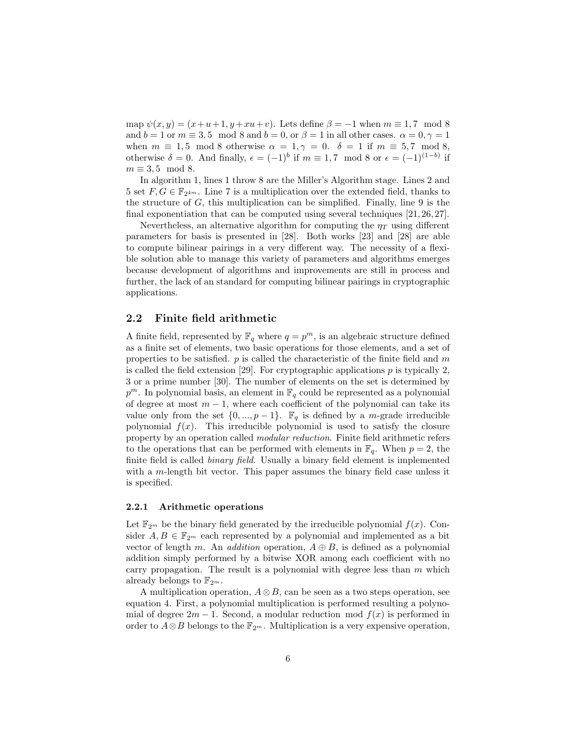map $\psi(x, y) = (x + u + 1, y + xu + v)$. Lets define $\beta = -1$ when $m \equiv 1, 7 \mod 8$ and $b = 1$ or $m \equiv 3, 5 \mod 8$ and $b = 0$, or $\beta = 1$ in all other cases. $\alpha = 0, \gamma = 1$ when $m \equiv 1, 5 \mod 8$ otherwise $\alpha = 1, \gamma = 0$. $\delta = 1$ if $m \equiv 5, 7 \mod 8$, otherwise $\delta = 0$. And finally, $\epsilon = (-1)^b$ if $m \equiv 1, 7 \mod 8$ or $\epsilon = (-1)^{(1-b)}$ if $m \equiv 3, 5 \mod 8$.

In algorithm 1, lines 1 throw 8 are the Miller's Algorithm stage. Lines 2 and 5 set $F, G \in \mathbb{F}_{2^{4m}}$. Line 7 is a multiplication over the extended field, thanks to the structure of $G$, this multiplication can be simplified. Finally, line 9 is the final exponentiation that can be computed using several techniques [21, 26, 27].

Nevertheless, an alternative algorithm for computing the $\eta_T$ using different parameters for basis is presented in [28]. Both works [23] and [28] are able to compute bilinear pairings in a very different way. The necessity of a flexible solution able to manage this variety of parameters and algorithms emerges because development of algorithms and improvements are still in process and further, the lack of an standard for computing bilinear pairings in cryptographic applications.

## 2.2 Finite field arithmetic

A finite field, represented by $\mathbb{F}_q$ where $q = p^m$, is an algebraic structure defined as a finite set of elements, two basic operations for those elements, and a set of properties to be satisfied. $p$ is called the characteristic of the finite field and $m$ is called the field extension [29]. For cryptographic applications $p$ is typically 2, 3 or a prime number [30]. The number of elements on the set is determined by $p^m$. In polynomial basis, an element in $\mathbb{F}_q$ could be represented as a polynomial of degree at most $m - 1$, where each coefficient of the polynomial can take its value only from the set $\{0, ..., p - 1\}$. $\mathbb{F}_q$ is defined by a $m$-grade irreducible polynomial $f(x)$. This irreducible polynomial is used to satisfy the closure property by an operation called *modular reduction*. Finite field arithmetic refers to the operations that can be performed with elements in $\mathbb{F}_q$. When $p = 2$, the finite field is called *binary field*. Usually a binary field element is implemented with a $m$-length bit vector. This paper assumes the binary field case unless it is specified.

### 2.2.1 Arithmetic operations

Let $\mathbb{F}_{2^m}$ be the binary field generated by the irreducible polynomial $f(x)$. Consider $A, B \in \mathbb{F}_{2^m}$ each represented by a polynomial and implemented as a bit vector of length $m$. An *addition* operation, $A \oplus B$, is defined as a polynomial addition simply performed by a bitwise XOR among each coefficient with no carry propagation. The result is a polynomial with degree less than $m$ which already belongs to $\mathbb{F}_{2^m}$.

A multiplication operation, $A \otimes B$, can be seen as a two steps operation, see equation 4. First, a polynomial multiplication is performed resulting a polynomial of degree $2m - 1$. Second, a modular reduction $\mod f(x)$ is performed in order to $A \otimes B$ belongs to the $\mathbb{F}_{2^m}$. Multiplication is a very expensive operation,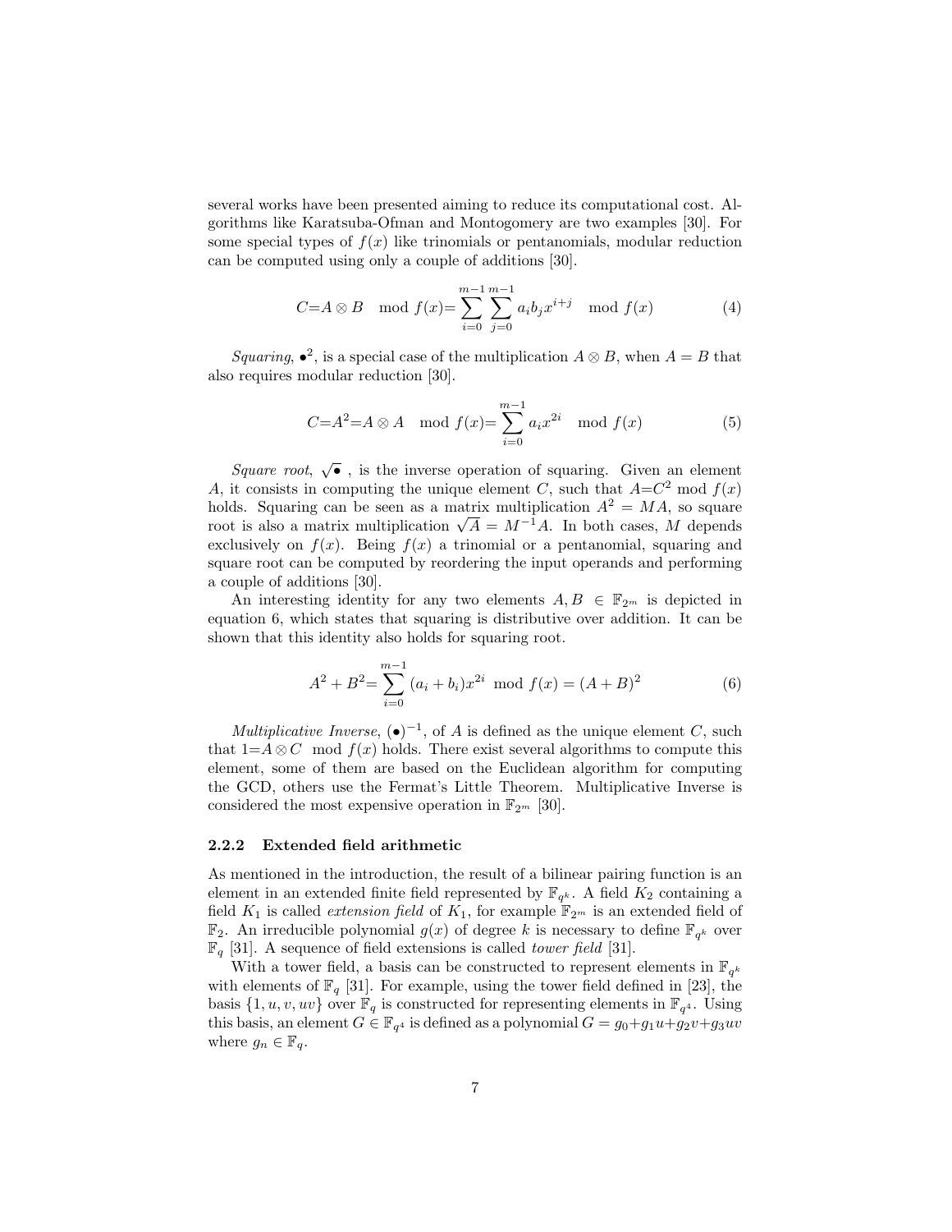several works have been presented aiming to reduce its computational cost. Algorithms like Karatsuba-Ofman and Montogomery are two examples [30]. For some special types of $f(x)$ like trinomials or pentanomials, modular reduction can be computed using only a couple of additions [30].

$$C{=}A\otimes B \mod f(x){=}\sum_{i=0}^{m-1}\sum_{j=0}^{m-1}a_ib_jx^{i+j} \mod f(x) \tag{4}$$

*Squaring*, $\bullet^2$, is a special case of the multiplication $A\otimes B$, when $A=B$ that also requires modular reduction [30].

$$C{=}A^2{=}A\otimes A \mod f(x){=}\sum_{i=0}^{m-1}a_ix^{2i} \mod f(x) \tag{5}$$

*Square root*, $\sqrt{\bullet}$ , is the inverse operation of squaring. Given an element $A$, it consists in computing the unique element $C$, such that $A{=}C^2 \bmod f(x)$ holds. Squaring can be seen as a matrix multiplication $A^2 = MA$, so square root is also a matrix multiplication $\sqrt{A} = M^{-1}A$. In both cases, $M$ depends exclusively on $f(x)$. Being $f(x)$ a trinomial or a pentanomial, squaring and square root can be computed by reordering the input operands and performing a couple of additions [30].

An interesting identity for any two elements $A, B \in \mathbb{F}_{2^m}$ is depicted in equation 6, which states that squaring is distributive over addition. It can be shown that this identity also holds for squaring root.

$$A^2 + B^2{=}\sum_{i=0}^{m-1}(a_i+b_i)x^{2i} \mod f(x) = (A+B)^2 \tag{6}$$

*Multiplicative Inverse*, $(\bullet)^{-1}$, of $A$ is defined as the unique element $C$, such that $1{=}A\otimes C \mod f(x)$ holds. There exist several algorithms to compute this element, some of them are based on the Euclidean algorithm for computing the GCD, others use the Fermat's Little Theorem. Multiplicative Inverse is considered the most expensive operation in $\mathbb{F}_{2^m}$ [30].

### 2.2.2 Extended field arithmetic

As mentioned in the introduction, the result of a bilinear pairing function is an element in an extended finite field represented by $\mathbb{F}_{q^k}$. A field $K_2$ containing a field $K_1$ is called *extension field* of $K_1$, for example $\mathbb{F}_{2^m}$ is an extended field of $\mathbb{F}_2$. An irreducible polynomial $g(x)$ of degree $k$ is necessary to define $\mathbb{F}_{q^k}$ over $\mathbb{F}_q$ [31]. A sequence of field extensions is called *tower field* [31].

With a tower field, a basis can be constructed to represent elements in $\mathbb{F}_{q^k}$ with elements of $\mathbb{F}_q$ [31]. For example, using the tower field defined in [23], the basis $\{1, u, v, uv\}$ over $\mathbb{F}_q$ is constructed for representing elements in $\mathbb{F}_{q^4}$. Using this basis, an element $G \in \mathbb{F}_{q^4}$ is defined as a polynomial $G = g_0{+}g_1u{+}g_2v{+}g_3uv$ where $g_n \in \mathbb{F}_q$.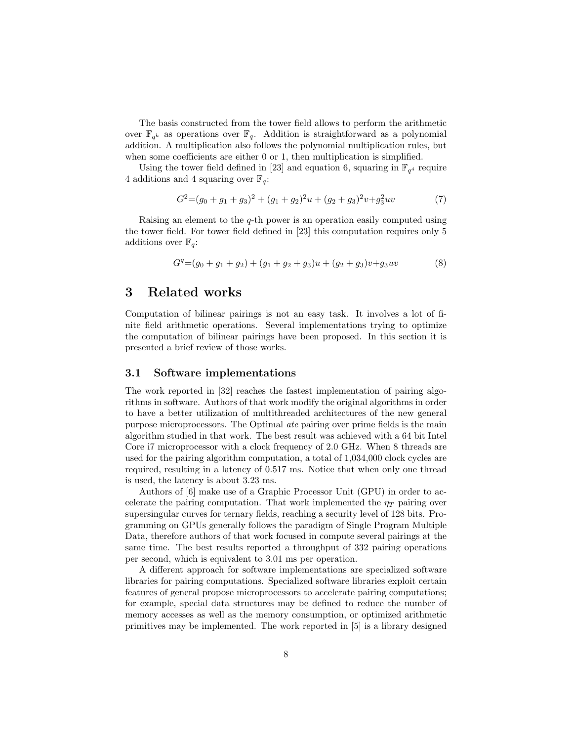The basis constructed from the tower field allows to perform the arithmetic over $\mathbb{F}_{q^k}$ as operations over $\mathbb{F}_q$. Addition is straightforward as a polynomial addition. A multiplication also follows the polynomial multiplication rules, but when some coefficients are either 0 or 1, then multiplication is simplified.

Using the tower field defined in [23] and equation 6, squaring in $\mathbb{F}_{q^4}$ require 4 additions and 4 squaring over $\mathbb{F}_q$:

$$G^2 = (g_0 + g_1 + g_3)^2 + (g_1 + g_2)^2 u + (g_2 + g_3)^2 v + g_3^2 uv \tag{7}$$

Raising an element to the $q$-th power is an operation easily computed using the tower field. For tower field defined in [23] this computation requires only 5 additions over $\mathbb{F}_q$:

$$G^q = (g_0 + g_1 + g_2) + (g_1 + g_2 + g_3)u + (g_2 + g_3)v + g_3 uv \tag{8}$$

# 3 Related works

Computation of bilinear pairings is not an easy task. It involves a lot of finite field arithmetic operations. Several implementations trying to optimize the computation of bilinear pairings have been proposed. In this section it is presented a brief review of those works.

## 3.1 Software implementations

The work reported in [32] reaches the fastest implementation of pairing algorithms in software. Authors of that work modify the original algorithms in order to have a better utilization of multithreaded architectures of the new general purpose microprocessors. The Optimal *ate* pairing over prime fields is the main algorithm studied in that work. The best result was achieved with a 64 bit Intel Core i7 microprocessor with a clock frequency of 2.0 GHz. When 8 threads are used for the pairing algorithm computation, a total of 1,034,000 clock cycles are required, resulting in a latency of 0.517 ms. Notice that when only one thread is used, the latency is about 3.23 ms.

Authors of [6] make use of a Graphic Processor Unit (GPU) in order to accelerate the pairing computation. That work implemented the $\eta_T$ pairing over supersingular curves for ternary fields, reaching a security level of 128 bits. Programming on GPUs generally follows the paradigm of Single Program Multiple Data, therefore authors of that work focused in compute several pairings at the same time. The best results reported a throughput of 332 pairing operations per second, which is equivalent to 3.01 ms per operation.

A different approach for software implementations are specialized software libraries for pairing computations. Specialized software libraries exploit certain features of general propose microprocessors to accelerate pairing computations; for example, special data structures may be defined to reduce the number of memory accesses as well as the memory consumption, or optimized arithmetic primitives may be implemented. The work reported in [5] is a library designed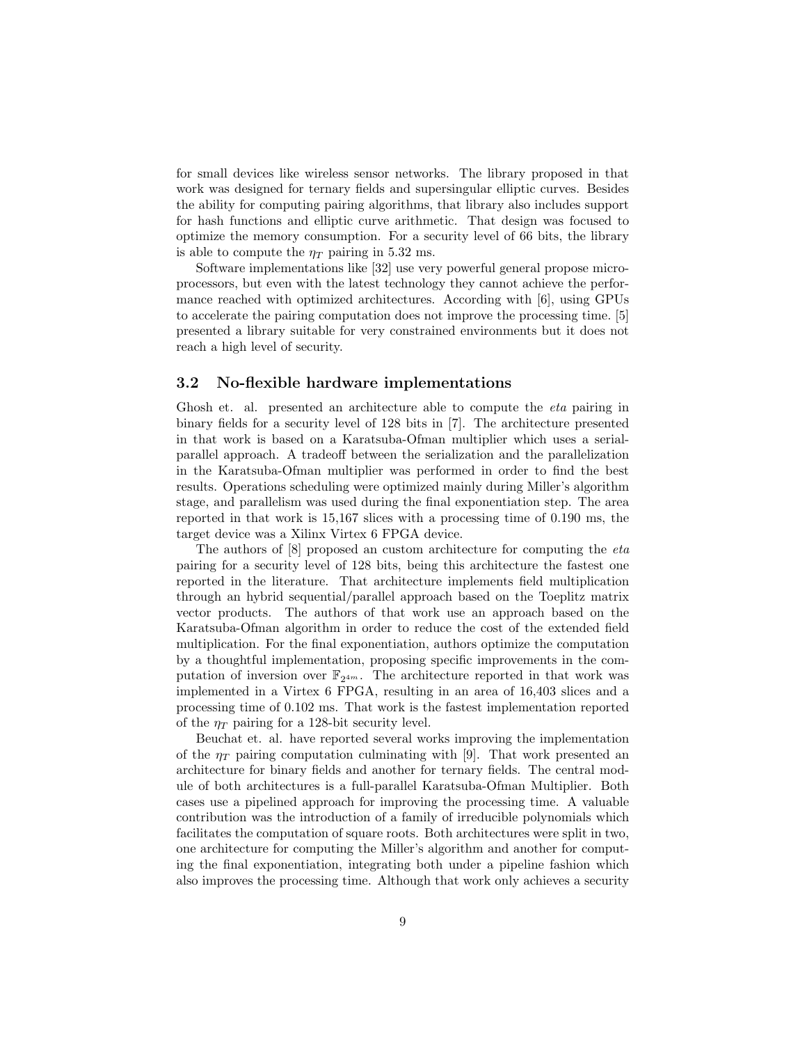for small devices like wireless sensor networks. The library proposed in that work was designed for ternary fields and supersingular elliptic curves. Besides the ability for computing pairing algorithms, that library also includes support for hash functions and elliptic curve arithmetic. That design was focused to optimize the memory consumption. For a security level of 66 bits, the library is able to compute the $\eta_T$ pairing in 5.32 ms.

Software implementations like [32] use very powerful general propose microprocessors, but even with the latest technology they cannot achieve the performance reached with optimized architectures. According with [6], using GPUs to accelerate the pairing computation does not improve the processing time. [5] presented a library suitable for very constrained environments but it does not reach a high level of security.

### 3.2 No-flexible hardware implementations

Ghosh et. al. presented an architecture able to compute the *eta* pairing in binary fields for a security level of 128 bits in [7]. The architecture presented in that work is based on a Karatsuba-Ofman multiplier which uses a serial-parallel approach. A tradeoff between the serialization and the parallelization in the Karatsuba-Ofman multiplier was performed in order to find the best results. Operations scheduling were optimized mainly during Miller's algorithm stage, and parallelism was used during the final exponentiation step. The area reported in that work is 15,167 slices with a processing time of 0.190 ms, the target device was a Xilinx Virtex 6 FPGA device.

The authors of [8] proposed an custom architecture for computing the *eta* pairing for a security level of 128 bits, being this architecture the fastest one reported in the literature. That architecture implements field multiplication through an hybrid sequential/parallel approach based on the Toeplitz matrix vector products. The authors of that work use an approach based on the Karatsuba-Ofman algorithm in order to reduce the cost of the extended field multiplication. For the final exponentiation, authors optimize the computation by a thoughtful implementation, proposing specific improvements in the computation of inversion over $\mathbb{F}_{2^{4m}}$. The architecture reported in that work was implemented in a Virtex 6 FPGA, resulting in an area of 16,403 slices and a processing time of 0.102 ms. That work is the fastest implementation reported of the $\eta_T$ pairing for a 128-bit security level.

Beuchat et. al. have reported several works improving the implementation of the $\eta_T$ pairing computation culminating with [9]. That work presented an architecture for binary fields and another for ternary fields. The central module of both architectures is a full-parallel Karatsuba-Ofman Multiplier. Both cases use a pipelined approach for improving the processing time. A valuable contribution was the introduction of a family of irreducible polynomials which facilitates the computation of square roots. Both architectures were split in two, one architecture for computing the Miller's algorithm and another for computing the final exponentiation, integrating both under a pipeline fashion which also improves the processing time. Although that work only achieves a security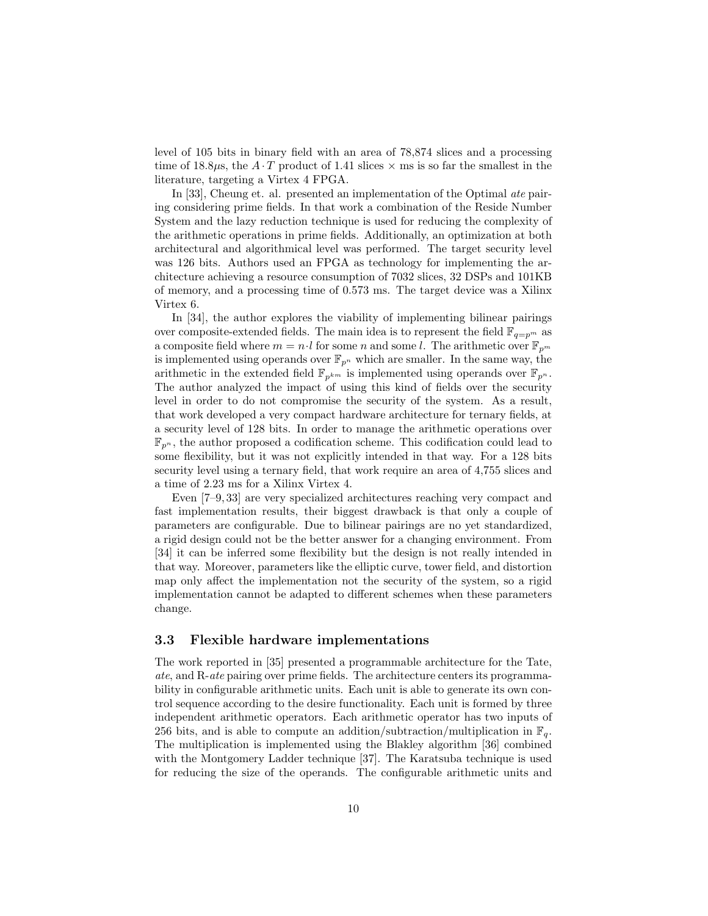level of 105 bits in binary field with an area of 78,874 slices and a processing time of 18.8$\mu$s, the $A \cdot T$ product of 1.41 slices $\times$ ms is so far the smallest in the literature, targeting a Virtex 4 FPGA.

In [33], Cheung et. al. presented an implementation of the Optimal *ate* pairing considering prime fields. In that work a combination of the Reside Number System and the lazy reduction technique is used for reducing the complexity of the arithmetic operations in prime fields. Additionally, an optimization at both architectural and algorithmical level was performed. The target security level was 126 bits. Authors used an FPGA as technology for implementing the architecture achieving a resource consumption of 7032 slices, 32 DSPs and 101KB of memory, and a processing time of 0.573 ms. The target device was a Xilinx Virtex 6.

In [34], the author explores the viability of implementing bilinear pairings over composite-extended fields. The main idea is to represent the field $\mathbb{F}_{q=p^m}$ as a composite field where $m = n \cdot l$ for some $n$ and some $l$. The arithmetic over $\mathbb{F}_{p^m}$ is implemented using operands over $\mathbb{F}_{p^n}$ which are smaller. In the same way, the arithmetic in the extended field $\mathbb{F}_{p^{km}}$ is implemented using operands over $\mathbb{F}_{p^n}$. The author analyzed the impact of using this kind of fields over the security level in order to do not compromise the security of the system. As a result, that work developed a very compact hardware architecture for ternary fields, at a security level of 128 bits. In order to manage the arithmetic operations over $\mathbb{F}_{p^n}$, the author proposed a codification scheme. This codification could lead to some flexibility, but it was not explicitly intended in that way. For a 128 bits security level using a ternary field, that work require an area of 4,755 slices and a time of 2.23 ms for a Xilinx Virtex 4.

Even [7–9, 33] are very specialized architectures reaching very compact and fast implementation results, their biggest drawback is that only a couple of parameters are configurable. Due to bilinear pairings are no yet standardized, a rigid design could not be the better answer for a changing environment. From [34] it can be inferred some flexibility but the design is not really intended in that way. Moreover, parameters like the elliptic curve, tower field, and distortion map only affect the implementation not the security of the system, so a rigid implementation cannot be adapted to different schemes when these parameters change.

### 3.3 Flexible hardware implementations

The work reported in [35] presented a programmable architecture for the Tate, *ate*, and R-*ate* pairing over prime fields. The architecture centers its programmability in configurable arithmetic units. Each unit is able to generate its own control sequence according to the desire functionality. Each unit is formed by three independent arithmetic operators. Each arithmetic operator has two inputs of 256 bits, and is able to compute an addition/subtraction/multiplication in $\mathbb{F}_q$. The multiplication is implemented using the Blakley algorithm [36] combined with the Montgomery Ladder technique [37]. The Karatsuba technique is used for reducing the size of the operands. The configurable arithmetic units and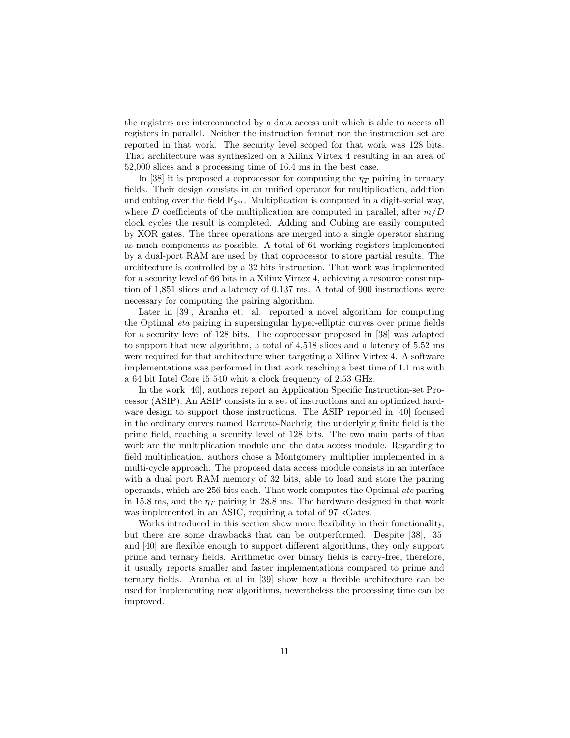the registers are interconnected by a data access unit which is able to access all registers in parallel. Neither the instruction format nor the instruction set are reported in that work. The security level scoped for that work was 128 bits. That architecture was synthesized on a Xilinx Virtex 4 resulting in an area of 52,000 slices and a processing time of 16.4 ms in the best case.

In [38] it is proposed a coprocessor for computing the $\eta_T$ pairing in ternary fields. Their design consists in an unified operator for multiplication, addition and cubing over the field $\mathbb{F}_{3^m}$. Multiplication is computed in a digit-serial way, where $D$ coefficients of the multiplication are computed in parallel, after $m/D$ clock cycles the result is completed. Adding and Cubing are easily computed by XOR gates. The three operations are merged into a single operator sharing as much components as possible. A total of 64 working registers implemented by a dual-port RAM are used by that coprocessor to store partial results. The architecture is controlled by a 32 bits instruction. That work was implemented for a security level of 66 bits in a Xilinx Virtex 4, achieving a resource consumption of 1,851 slices and a latency of 0.137 ms. A total of 900 instructions were necessary for computing the pairing algorithm.

Later in [39], Aranha et. al. reported a novel algorithm for computing the Optimal *eta* pairing in supersingular hyper-elliptic curves over prime fields for a security level of 128 bits. The coprocessor proposed in [38] was adapted to support that new algorithm, a total of 4,518 slices and a latency of 5.52 ms were required for that architecture when targeting a Xilinx Virtex 4. A software implementations was performed in that work reaching a best time of 1.1 ms with a 64 bit Intel Core i5 540 whit a clock frequency of 2.53 GHz.

In the work [40], authors report an Application Specific Instruction-set Processor (ASIP). An ASIP consists in a set of instructions and an optimized hardware design to support those instructions. The ASIP reported in [40] focused in the ordinary curves named Barreto-Naehrig, the underlying finite field is the prime field, reaching a security level of 128 bits. The two main parts of that work are the multiplication module and the data access module. Regarding to field multiplication, authors chose a Montgomery multiplier implemented in a multi-cycle approach. The proposed data access module consists in an interface with a dual port RAM memory of 32 bits, able to load and store the pairing operands, which are 256 bits each. That work computes the Optimal *ate* pairing in 15.8 ms, and the $\eta_T$ pairing in 28.8 ms. The hardware designed in that work was implemented in an ASIC, requiring a total of 97 kGates.

Works introduced in this section show more flexibility in their functionality, but there are some drawbacks that can be outperformed. Despite [38], [35] and [40] are flexible enough to support different algorithms, they only support prime and ternary fields. Arithmetic over binary fields is carry-free, therefore, it usually reports smaller and faster implementations compared to prime and ternary fields. Aranha et al in [39] show how a flexible architecture can be used for implementing new algorithms, nevertheless the processing time can be improved.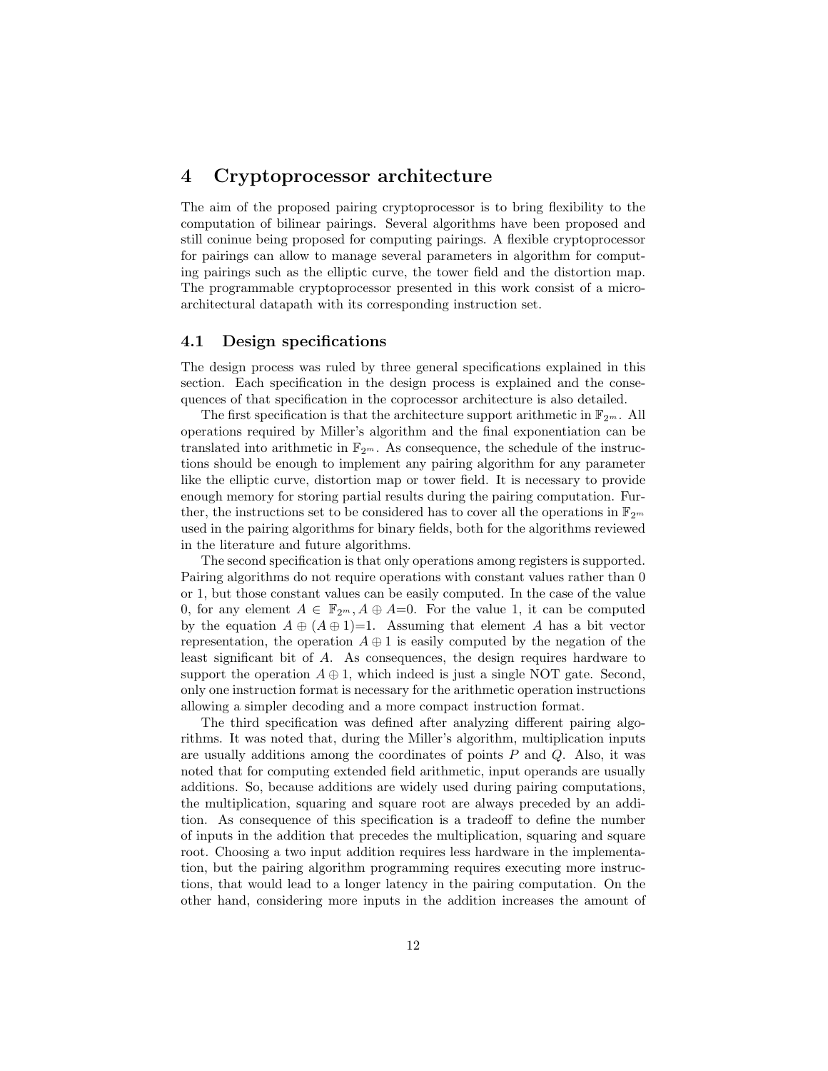# 4 Cryptoprocessor architecture

The aim of the proposed pairing cryptoprocessor is to bring flexibility to the computation of bilinear pairings. Several algorithms have been proposed and still coninue being proposed for computing pairings. A flexible cryptoprocessor for pairings can allow to manage several parameters in algorithm for computing pairings such as the elliptic curve, the tower field and the distortion map. The programmable cryptoprocessor presented in this work consist of a micro-architectural datapath with its corresponding instruction set.

## 4.1 Design specifications

The design process was ruled by three general specifications explained in this section. Each specification in the design process is explained and the consequences of that specification in the coprocessor architecture is also detailed.

The first specification is that the architecture support arithmetic in $\mathbb{F}_{2^m}$. All operations required by Miller's algorithm and the final exponentiation can be translated into arithmetic in $\mathbb{F}_{2^m}$. As consequence, the schedule of the instructions should be enough to implement any pairing algorithm for any parameter like the elliptic curve, distortion map or tower field. It is necessary to provide enough memory for storing partial results during the pairing computation. Further, the instructions set to be considered has to cover all the operations in $\mathbb{F}_{2^m}$ used in the pairing algorithms for binary fields, both for the algorithms reviewed in the literature and future algorithms.

The second specification is that only operations among registers is supported. Pairing algorithms do not require operations with constant values rather than 0 or 1, but those constant values can be easily computed. In the case of the value 0, for any element $A \in \mathbb{F}_{2^m}, A \oplus A$=0. For the value 1, it can be computed by the equation $A \oplus (A \oplus 1)$=1. Assuming that element $A$ has a bit vector representation, the operation $A \oplus 1$ is easily computed by the negation of the least significant bit of $A$. As consequences, the design requires hardware to support the operation $A \oplus 1$, which indeed is just a single NOT gate. Second, only one instruction format is necessary for the arithmetic operation instructions allowing a simpler decoding and a more compact instruction format.

The third specification was defined after analyzing different pairing algorithms. It was noted that, during the Miller's algorithm, multiplication inputs are usually additions among the coordinates of points $P$ and $Q$. Also, it was noted that for computing extended field arithmetic, input operands are usually additions. So, because additions are widely used during pairing computations, the multiplication, squaring and square root are always preceded by an addition. As consequence of this specification is a tradeoff to define the number of inputs in the addition that precedes the multiplication, squaring and square root. Choosing a two input addition requires less hardware in the implementation, but the pairing algorithm programming requires executing more instructions, that would lead to a longer latency in the pairing computation. On the other hand, considering more inputs in the addition increases the amount of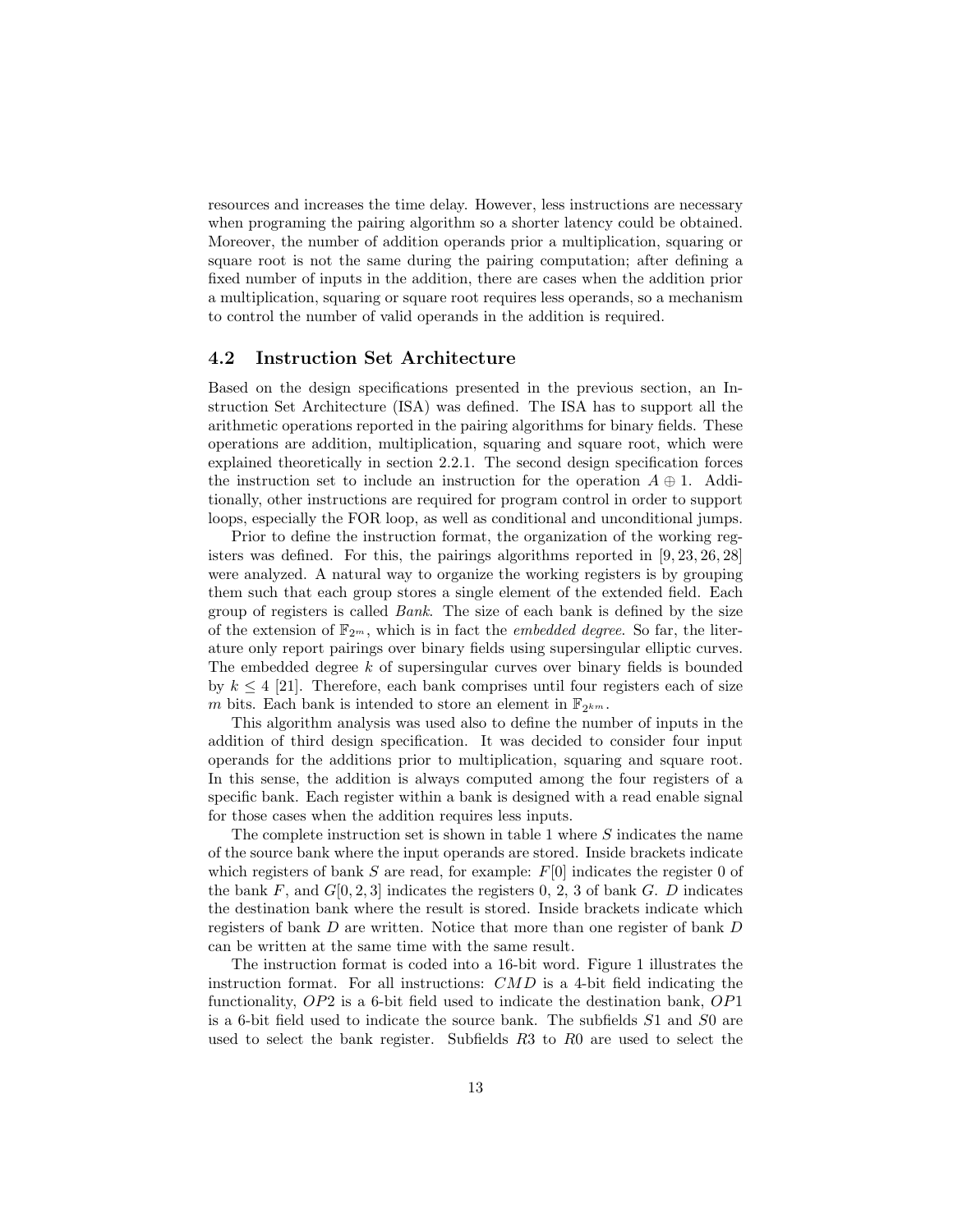resources and increases the time delay. However, less instructions are necessary when programing the pairing algorithm so a shorter latency could be obtained. Moreover, the number of addition operands prior a multiplication, squaring or square root is not the same during the pairing computation; after defining a fixed number of inputs in the addition, there are cases when the addition prior a multiplication, squaring or square root requires less operands, so a mechanism to control the number of valid operands in the addition is required.

## 4.2 Instruction Set Architecture

Based on the design specifications presented in the previous section, an Instruction Set Architecture (ISA) was defined. The ISA has to support all the arithmetic operations reported in the pairing algorithms for binary fields. These operations are addition, multiplication, squaring and square root, which were explained theoretically in section 2.2.1. The second design specification forces the instruction set to include an instruction for the operation $A \oplus 1$. Additionally, other instructions are required for program control in order to support loops, especially the FOR loop, as well as conditional and unconditional jumps.

Prior to define the instruction format, the organization of the working registers was defined. For this, the pairings algorithms reported in [9, 23, 26, 28] were analyzed. A natural way to organize the working registers is by grouping them such that each group stores a single element of the extended field. Each group of registers is called *Bank*. The size of each bank is defined by the size of the extension of $\mathbb{F}_{2^m}$, which is in fact the *embedded degree*. So far, the literature only report pairings over binary fields using supersingular elliptic curves. The embedded degree $k$ of supersingular curves over binary fields is bounded by $k \leq 4$ [21]. Therefore, each bank comprises until four registers each of size $m$ bits. Each bank is intended to store an element in $\mathbb{F}_{2^{km}}$.

This algorithm analysis was used also to define the number of inputs in the addition of third design specification. It was decided to consider four input operands for the additions prior to multiplication, squaring and square root. In this sense, the addition is always computed among the four registers of a specific bank. Each register within a bank is designed with a read enable signal for those cases when the addition requires less inputs.

The complete instruction set is shown in table 1 where $S$ indicates the name of the source bank where the input operands are stored. Inside brackets indicate which registers of bank $S$ are read, for example: $F[0]$ indicates the register 0 of the bank $F$, and $G[0, 2, 3]$ indicates the registers 0, 2, 3 of bank $G$. $D$ indicates the destination bank where the result is stored. Inside brackets indicate which registers of bank $D$ are written. Notice that more than one register of bank $D$ can be written at the same time with the same result.

The instruction format is coded into a 16-bit word. Figure 1 illustrates the instruction format. For all instructions: $CMD$ is a 4-bit field indicating the functionality, $OP2$ is a 6-bit field used to indicate the destination bank, $OP1$ is a 6-bit field used to indicate the source bank. The subfields $S1$ and $S0$ are used to select the bank register. Subfields $R3$ to $R0$ are used to select the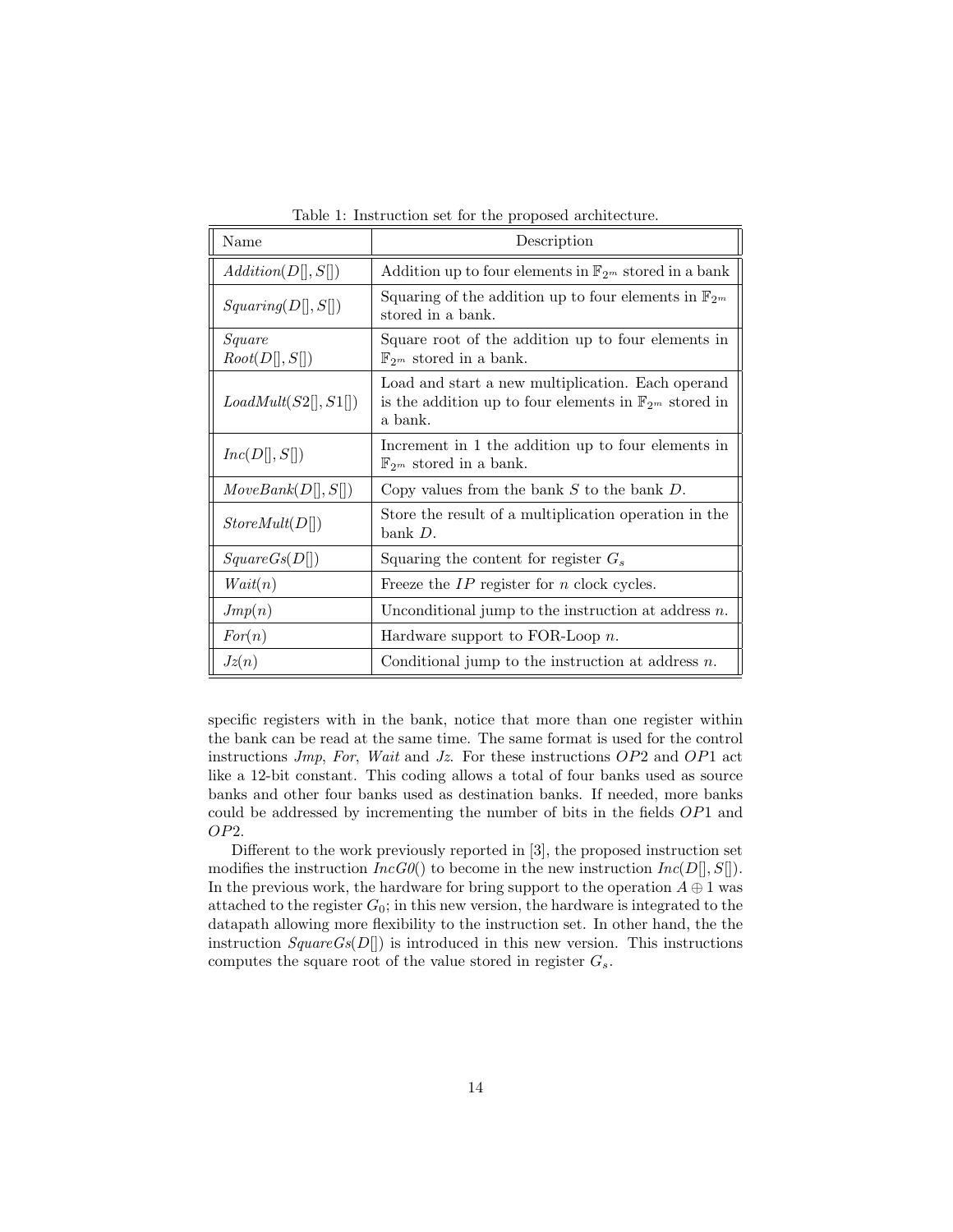Table 1: Instruction set for the proposed architecture.

| Name | Description |
|---|---|
| *Addition*($D[], S[]$) | Addition up to four elements in $\mathbb{F}_{2^m}$ stored in a bank |
| *Squaring*($D[], S[]$) | Squaring of the addition up to four elements in $\mathbb{F}_{2^m}$ stored in a bank. |
| *Square Root*($D[], S[]$) | Square root of the addition up to four elements in $\mathbb{F}_{2^m}$ stored in a bank. |
| *LoadMult*($S2[], S1[]$) | Load and start a new multiplication. Each operand is the addition up to four elements in $\mathbb{F}_{2^m}$ stored in a bank. |
| *Inc*($D[], S[]$) | Increment in 1 the addition up to four elements in $\mathbb{F}_{2^m}$ stored in a bank. |
| *MoveBank*($D[], S[]$) | Copy values from the bank $S$ to the bank $D$. |
| *StoreMult*($D[]$) | Store the result of a multiplication operation in the bank $D$. |
| *SquareGs*($D[]$) | Squaring the content for register $G_s$ |
| *Wait*($n$) | Freeze the $IP$ register for $n$ clock cycles. |
| *Jmp*($n$) | Unconditional jump to the instruction at address $n$. |
| *For*($n$) | Hardware support to FOR-Loop $n$. |
| *Jz*($n$) | Conditional jump to the instruction at address $n$. |

specific registers with in the bank, notice that more than one register within the bank can be read at the same time. The same format is used for the control instructions *Jmp*, *For*, *Wait* and *Jz*. For these instructions $OP2$ and $OP1$ act like a 12-bit constant. This coding allows a total of four banks used as source banks and other four banks used as destination banks. If needed, more banks could be addressed by incrementing the number of bits in the fields $OP1$ and $OP2$.

Different to the work previously reported in [3], the proposed instruction set modifies the instruction *IncG0*() to become in the new instruction *Inc*($D[], S[]$). In the previous work, the hardware for bring support to the operation $A \oplus 1$ was attached to the register $G_0$; in this new version, the hardware is integrated to the datapath allowing more flexibility to the instruction set. In other hand, the the instruction *SquareGs*($D[]$) is introduced in this new version. This instructions computes the square root of the value stored in register $G_s$.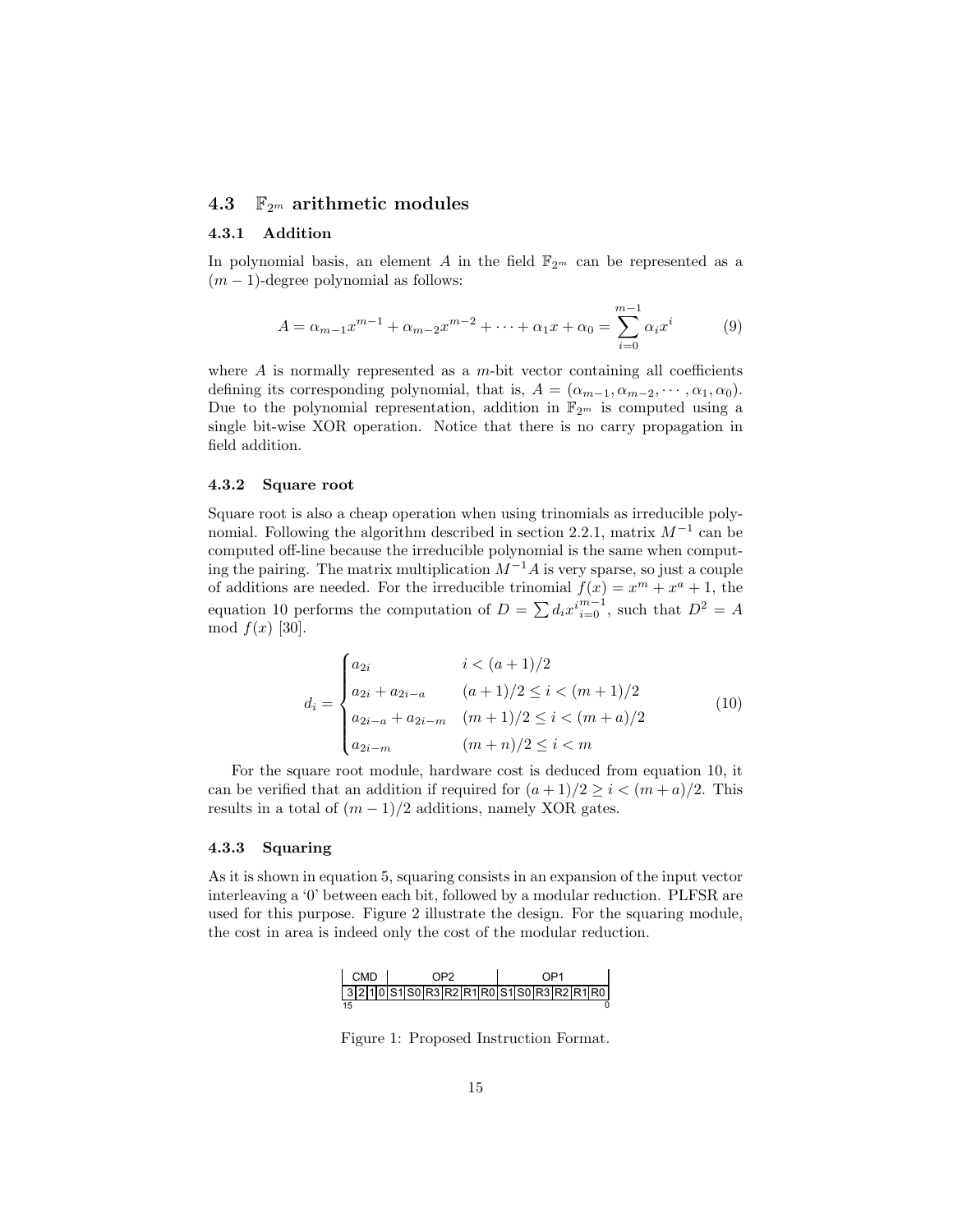## 4.3 $\mathbb{F}_{2^m}$ arithmetic modules

### 4.3.1 Addition

In polynomial basis, an element $A$ in the field $\mathbb{F}_{2^m}$ can be represented as a $(m-1)$-degree polynomial as follows:

$$A = \alpha_{m-1}x^{m-1} + \alpha_{m-2}x^{m-2} + \cdots + \alpha_1 x + \alpha_0 = \sum_{i=0}^{m-1} \alpha_i x^i \tag{9}$$

where $A$ is normally represented as a $m$-bit vector containing all coefficients defining its corresponding polynomial, that is, $A = (\alpha_{m-1}, \alpha_{m-2}, \cdots, \alpha_1, \alpha_0)$. Due to the polynomial representation, addition in $\mathbb{F}_{2^m}$ is computed using a single bit-wise XOR operation. Notice that there is no carry propagation in field addition.

### 4.3.2 Square root

Square root is also a cheap operation when using trinomials as irreducible polynomial. Following the algorithm described in section 2.2.1, matrix $M^{-1}$ can be computed off-line because the irreducible polynomial is the same when computing the pairing. The matrix multiplication $M^{-1}A$ is very sparse, so just a couple of additions are needed. For the irreducible trinomial $f(x) = x^m + x^a + 1$, the equation 10 performs the computation of $D = \sum d_i x^i{}_{i=0}^{m-1}$, such that $D^2 = A \mod f(x)$ [30].

$$d_i = \begin{cases} a_{2i} & i < (a+1)/2 \\ a_{2i} + a_{2i-a} & (a+1)/2 \leq i < (m+1)/2 \\ a_{2i-a} + a_{2i-m} & (m+1)/2 \leq i < (m+a)/2 \\ a_{2i-m} & (m+n)/2 \leq i < m \end{cases} \tag{10}$$

For the square root module, hardware cost is deduced from equation 10, it can be verified that an addition if required for $(a+1)/2 \geq i < (m+a)/2$. This results in a total of $(m-1)/2$ additions, namely XOR gates.

### 4.3.3 Squaring

As it is shown in equation 5, squaring consists in an expansion of the input vector interleaving a '0' between each bit, followed by a modular reduction. PLFSR are used for this purpose. Figure 2 illustrate the design. For the squaring module, the cost in area is indeed only the cost of the modular reduction.

| CMD | | | | OP2 | | | | | | OP1 | | | | | |
|---|---|---|---|---|---|---|---|---|---|---|---|---|---|---|---|
| 3 | 2 | 1 | 0 | S1 | S0 | R3 | R2 | R1 | R0 | S1 | S0 | R3 | R2 | R1 | R0 |
| 15 | | | | | | | | | | | | | | | 0 |

Figure 1: Proposed Instruction Format.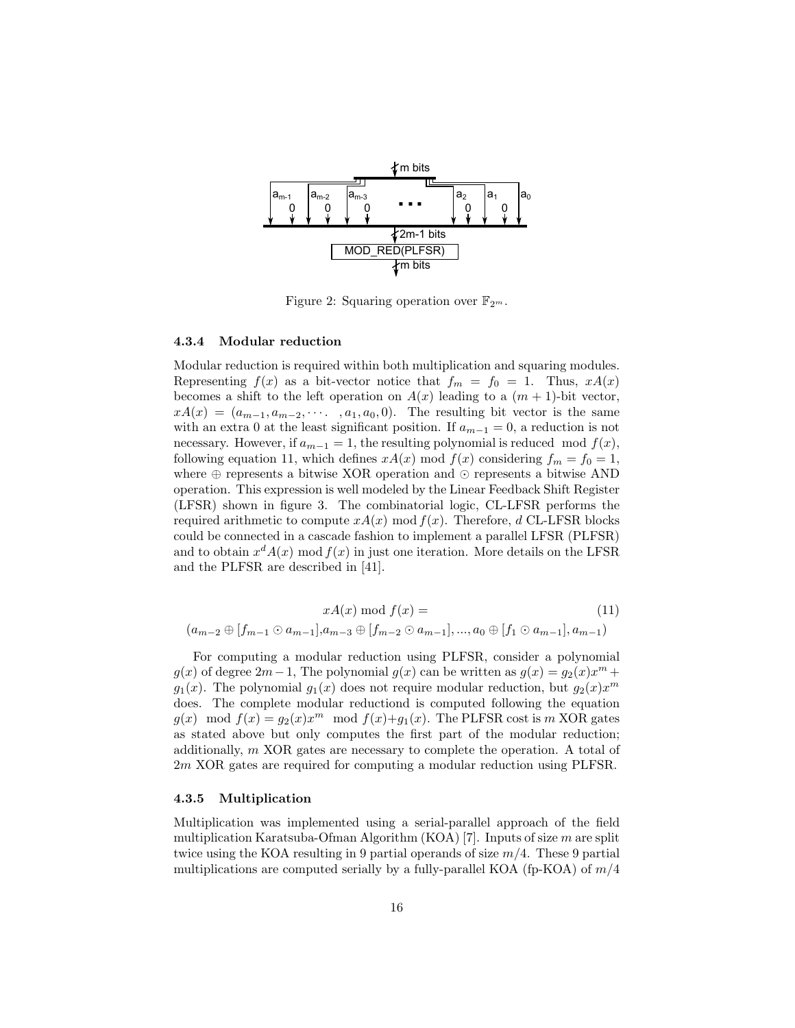Figure 2: Squaring operation over $\mathbb{F}_{2^m}$.

#### 4.3.4 Modular reduction

Modular reduction is required within both multiplication and squaring modules. Representing $f(x)$ as a bit-vector notice that $f_m = f_0 = 1$. Thus, $xA(x)$ becomes a shift to the left operation on $A(x)$ leading to a $(m+1)$-bit vector, $xA(x) = (a_{m-1}, a_{m-2}, \cdots, a_1, a_0, 0)$. The resulting bit vector is the same with an extra 0 at the least significant position. If $a_{m-1} = 0$, a reduction is not necessary. However, if $a_{m-1} = 1$, the resulting polynomial is reduced $\mod f(x)$, following equation 11, which defines $xA(x) \bmod f(x)$ considering $f_m = f_0 = 1$, where $\oplus$ represents a bitwise XOR operation and $\odot$ represents a bitwise AND operation. This expression is well modeled by the Linear Feedback Shift Register (LFSR) shown in figure 3. The combinatorial logic, CL-LFSR performs the required arithmetic to compute $xA(x) \bmod f(x)$. Therefore, $d$ CL-LFSR blocks could be connected in a cascade fashion to implement a parallel LFSR (PLFSR) and to obtain $x^d A(x) \bmod f(x)$ in just one iteration. More details on the LFSR and the PLFSR are described in [41].

$$
\begin{aligned}
& xA(x) \bmod f(x) = \qquad (11) \\
& (a_{m-2} \oplus [f_{m-1} \odot a_{m-1}], a_{m-3} \oplus [f_{m-2} \odot a_{m-1}], ..., a_0 \oplus [f_1 \odot a_{m-1}], a_{m-1})
\end{aligned}
$$

For computing a modular reduction using PLFSR, consider a polynomial $g(x)$ of degree $2m-1$, The polynomial $g(x)$ can be written as $g(x) = g_2(x)x^m + g_1(x)$. The polynomial $g_1(x)$ does not require modular reduction, but $g_2(x)x^m$ does. The complete modular reductiond is computed following the equation $g(x) \mod f(x) = g_2(x)x^m \mod f(x) + g_1(x)$. The PLFSR cost is $m$ XOR gates as stated above but only computes the first part of the modular reduction; additionally, $m$ XOR gates are necessary to complete the operation. A total of $2m$ XOR gates are required for computing a modular reduction using PLFSR.

#### 4.3.5 Multiplication

Multiplication was implemented using a serial-parallel approach of the field multiplication Karatsuba-Ofman Algorithm (KOA) [7]. Inputs of size $m$ are split twice using the KOA resulting in 9 partial operands of size $m/4$. These 9 partial multiplications are computed serially by a fully-parallel KOA (fp-KOA) of $m/4$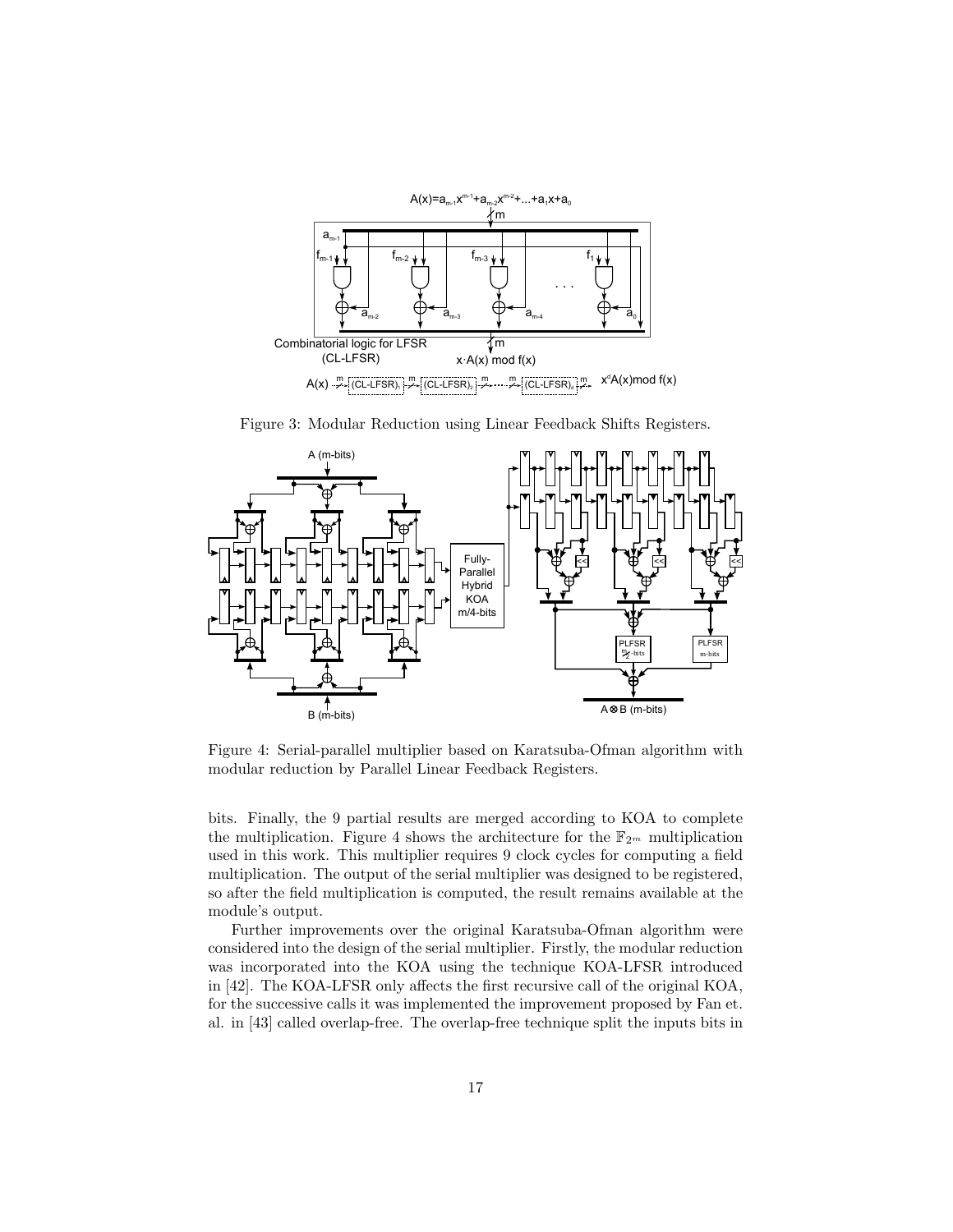Figure 3: Modular Reduction using Linear Feedback Shifts Registers.

Figure 4: Serial-parallel multiplier based on Karatsuba-Ofman algorithm with modular reduction by Parallel Linear Feedback Registers.

bits. Finally, the 9 partial results are merged according to KOA to complete the multiplication. Figure 4 shows the architecture for the $\mathbb{F}_{2^m}$ multiplication used in this work. This multiplier requires 9 clock cycles for computing a field multiplication. The output of the serial multiplier was designed to be registered, so after the field multiplication is computed, the result remains available at the module's output.

Further improvements over the original Karatsuba-Ofman algorithm were considered into the design of the serial multiplier. Firstly, the modular reduction was incorporated into the KOA using the technique KOA-LFSR introduced in [42]. The KOA-LFSR only affects the first recursive call of the original KOA, for the successive calls it was implemented the improvement proposed by Fan et. al. in [43] called overlap-free. The overlap-free technique split the inputs bits in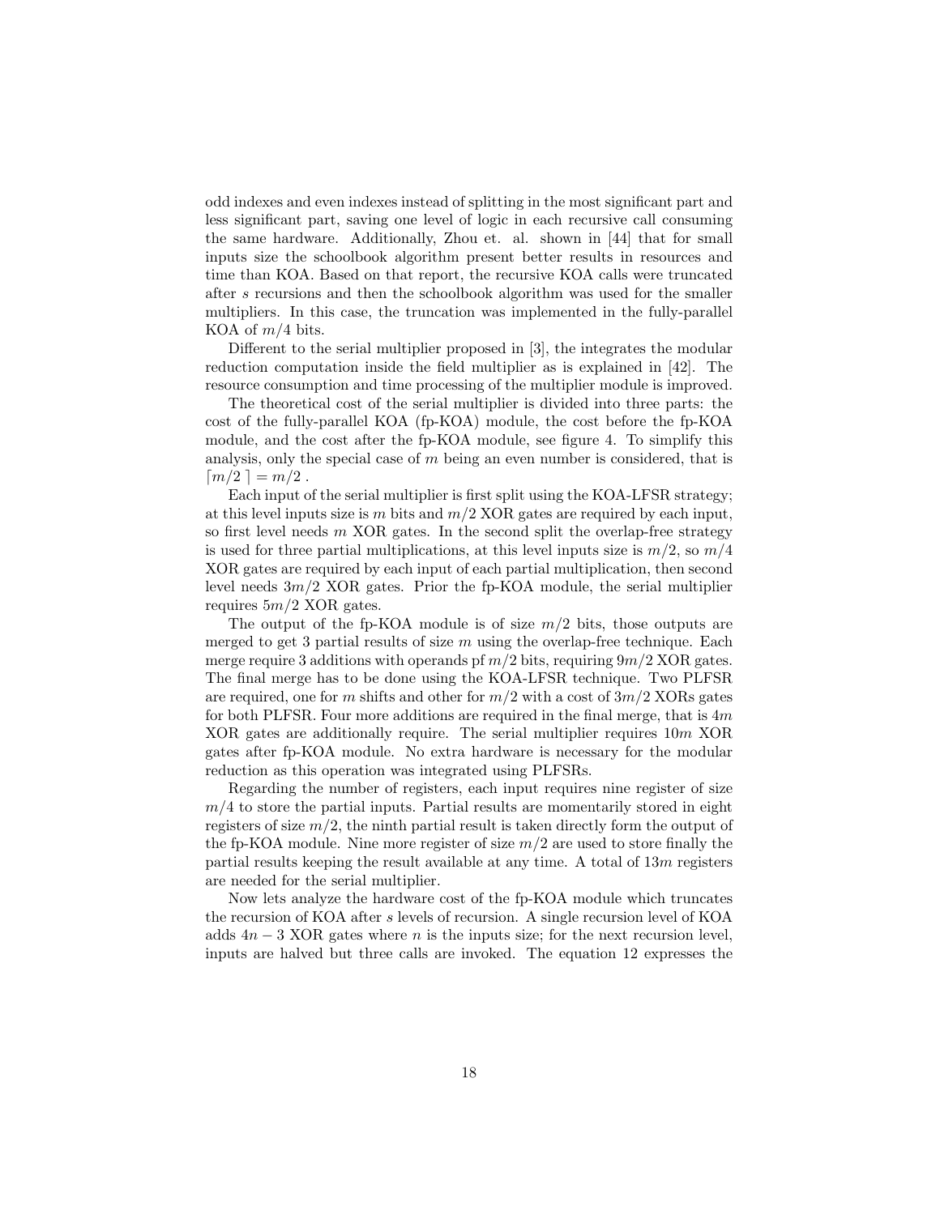odd indexes and even indexes instead of splitting in the most significant part and less significant part, saving one level of logic in each recursive call consuming the same hardware. Additionally, Zhou et. al. shown in [44] that for small inputs size the schoolbook algorithm present better results in resources and time than KOA. Based on that report, the recursive KOA calls were truncated after $s$ recursions and then the schoolbook algorithm was used for the smaller multipliers. In this case, the truncation was implemented in the fully-parallel KOA of $m/4$ bits.

Different to the serial multiplier proposed in [3], the integrates the modular reduction computation inside the field multiplier as is explained in [42]. The resource consumption and time processing of the multiplier module is improved.

The theoretical cost of the serial multiplier is divided into three parts: the cost of the fully-parallel KOA (fp-KOA) module, the cost before the fp-KOA module, and the cost after the fp-KOA module, see figure 4. To simplify this analysis, only the special case of $m$ being an even number is considered, that is $\lceil m/2 \rceil = m/2$ .

Each input of the serial multiplier is first split using the KOA-LFSR strategy; at this level inputs size is $m$ bits and $m/2$ XOR gates are required by each input, so first level needs $m$ XOR gates. In the second split the overlap-free strategy is used for three partial multiplications, at this level inputs size is $m/2$, so $m/4$ XOR gates are required by each input of each partial multiplication, then second level needs $3m/2$ XOR gates. Prior the fp-KOA module, the serial multiplier requires $5m/2$ XOR gates.

The output of the fp-KOA module is of size $m/2$ bits, those outputs are merged to get 3 partial results of size $m$ using the overlap-free technique. Each merge require 3 additions with operands pf $m/2$ bits, requiring $9m/2$ XOR gates. The final merge has to be done using the KOA-LFSR technique. Two PLFSR are required, one for $m$ shifts and other for $m/2$ with a cost of $3m/2$ XORs gates for both PLFSR. Four more additions are required in the final merge, that is $4m$ XOR gates are additionally require. The serial multiplier requires $10m$ XOR gates after fp-KOA module. No extra hardware is necessary for the modular reduction as this operation was integrated using PLFSRs.

Regarding the number of registers, each input requires nine register of size $m/4$ to store the partial inputs. Partial results are momentarily stored in eight registers of size $m/2$, the ninth partial result is taken directly form the output of the fp-KOA module. Nine more register of size $m/2$ are used to store finally the partial results keeping the result available at any time. A total of $13m$ registers are needed for the serial multiplier.

Now lets analyze the hardware cost of the fp-KOA module which truncates the recursion of KOA after $s$ levels of recursion. A single recursion level of KOA adds $4n - 3$ XOR gates where $n$ is the inputs size; for the next recursion level, inputs are halved but three calls are invoked. The equation 12 expresses the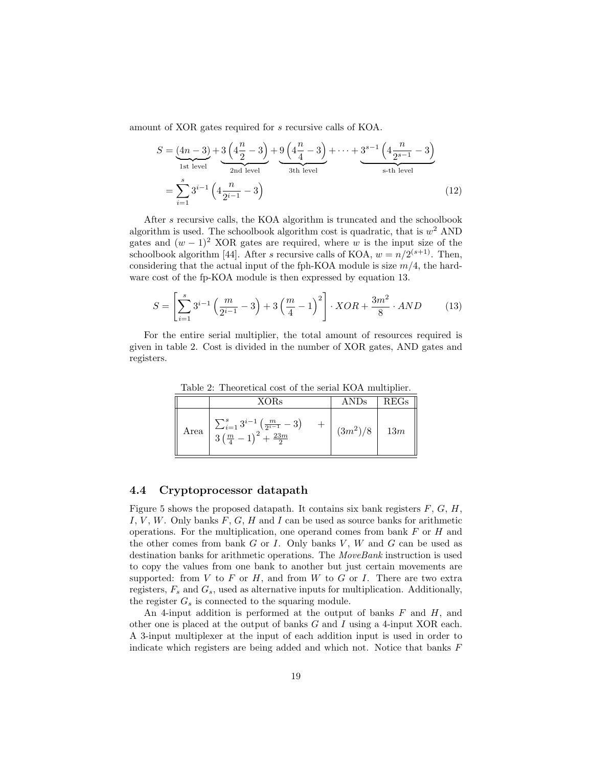amount of XOR gates required for $s$ recursive calls of KOA.

$$
\begin{aligned}
S &= \underbrace{(4n-3)}_{\text{1st level}} + \underbrace{3\left(4\frac{n}{2}-3\right)}_{\text{2nd level}} + \underbrace{9\left(4\frac{n}{4}-3\right)}_{\text{3th level}} + \cdots + \underbrace{3^{s-1}\left(4\frac{n}{2^{s-1}}-3\right)}_{\text{s-th level}} \\
&= \sum_{i=1}^{s} 3^{i-1}\left(4\frac{n}{2^{i-1}}-3\right) \qquad (12)
\end{aligned}
$$

After $s$ recursive calls, the KOA algorithm is truncated and the schoolbook algorithm is used. The schoolbook algorithm cost is quadratic, that is $w^2$ AND gates and $(w-1)^2$ XOR gates are required, where $w$ is the input size of the schoolbook algorithm [44]. After $s$ recursive calls of KOA, $w = n/2^{(s+1)}$. Then, considering that the actual input of the fph-KOA module is size $m/4$, the hardware cost of the fp-KOA module is then expressed by equation 13.

$$
S = \left[\sum_{i=1}^{s} 3^{i-1}\left(\frac{m}{2^{i-1}}-3\right) + 3\left(\frac{m}{4}-1\right)^2\right] \cdot XOR + \frac{3m^2}{8} \cdot AND \qquad (13)
$$

For the entire serial multiplier, the total amount of resources required is given in table 2. Cost is divided in the number of XOR gates, AND gates and registers.

Table 2: Theoretical cost of the serial KOA multiplier.

| | XORs | ANDs | REGs |
|---|---|---|---|
| Area | $\sum_{i=1}^{s} 3^{i-1}\left(\frac{m}{2^{i-1}}-3\right) + 3\left(\frac{m}{4}-1\right)^2 + \frac{23m}{2}$ | $(3m^2)/8$ | $13m$ |

## 4.4 Cryptoprocessor datapath

Figure 5 shows the proposed datapath. It contains six bank registers $F$, $G$, $H$, $I$, $V$, $W$. Only banks $F$, $G$, $H$ and $I$ can be used as source banks for arithmetic operations. For the multiplication, one operand comes from bank $F$ or $H$ and the other comes from bank $G$ or $I$. Only banks $V$, $W$ and $G$ can be used as destination banks for arithmetic operations. The *MoveBank* instruction is used to copy the values from one bank to another but just certain movements are supported: from $V$ to $F$ or $H$, and from $W$ to $G$ or $I$. There are two extra registers, $F_s$ and $G_s$, used as alternative inputs for multiplication. Additionally, the register $G_s$ is connected to the squaring module.

An 4-input addition is performed at the output of banks $F$ and $H$, and other one is placed at the output of banks $G$ and $I$ using a 4-input XOR each. A 3-input multiplexer at the input of each addition input is used in order to indicate which registers are being added and which not. Notice that banks $F$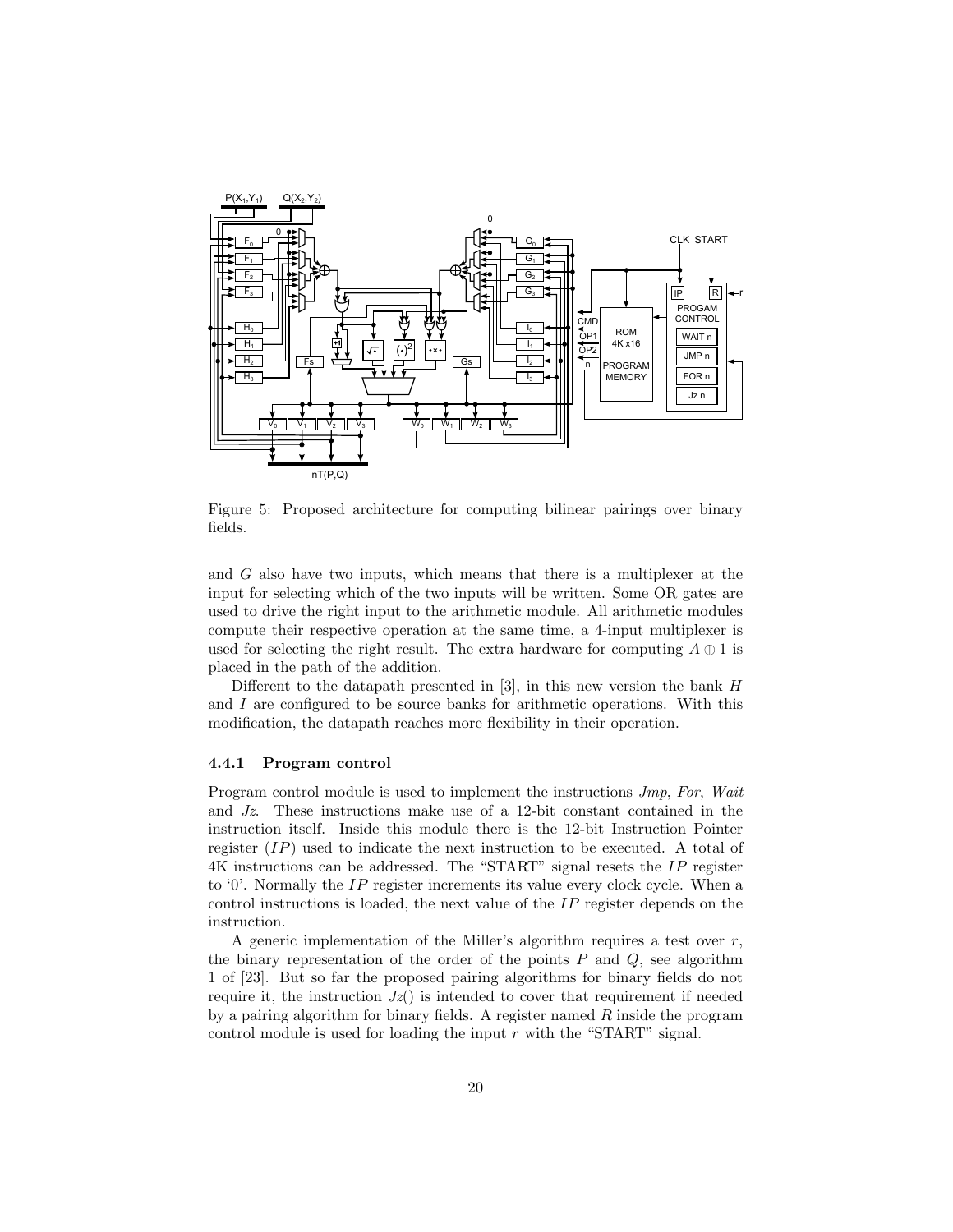Figure 5: Proposed architecture for computing bilinear pairings over binary fields.

and $G$ also have two inputs, which means that there is a multiplexer at the input for selecting which of the two inputs will be written. Some OR gates are used to drive the right input to the arithmetic module. All arithmetic modules compute their respective operation at the same time, a 4-input multiplexer is used for selecting the right result. The extra hardware for computing $A \oplus 1$ is placed in the path of the addition.

Different to the datapath presented in [3], in this new version the bank $H$ and $I$ are configured to be source banks for arithmetic operations. With this modification, the datapath reaches more flexibility in their operation.

#### 4.4.1 Program control

Program control module is used to implement the instructions *Jmp*, *For*, *Wait* and *Jz*. These instructions make use of a 12-bit constant contained in the instruction itself. Inside this module there is the 12-bit Instruction Pointer register ($IP$) used to indicate the next instruction to be executed. A total of 4K instructions can be addressed. The "START" signal resets the $IP$ register to '0'. Normally the $IP$ register increments its value every clock cycle. When a control instructions is loaded, the next value of the $IP$ register depends on the instruction.

A generic implementation of the Miller's algorithm requires a test over $r$, the binary representation of the order of the points $P$ and $Q$, see algorithm 1 of [23]. But so far the proposed pairing algorithms for binary fields do not require it, the instruction *Jz*() is intended to cover that requirement if needed by a pairing algorithm for binary fields. A register named $R$ inside the program control module is used for loading the input $r$ with the "START" signal.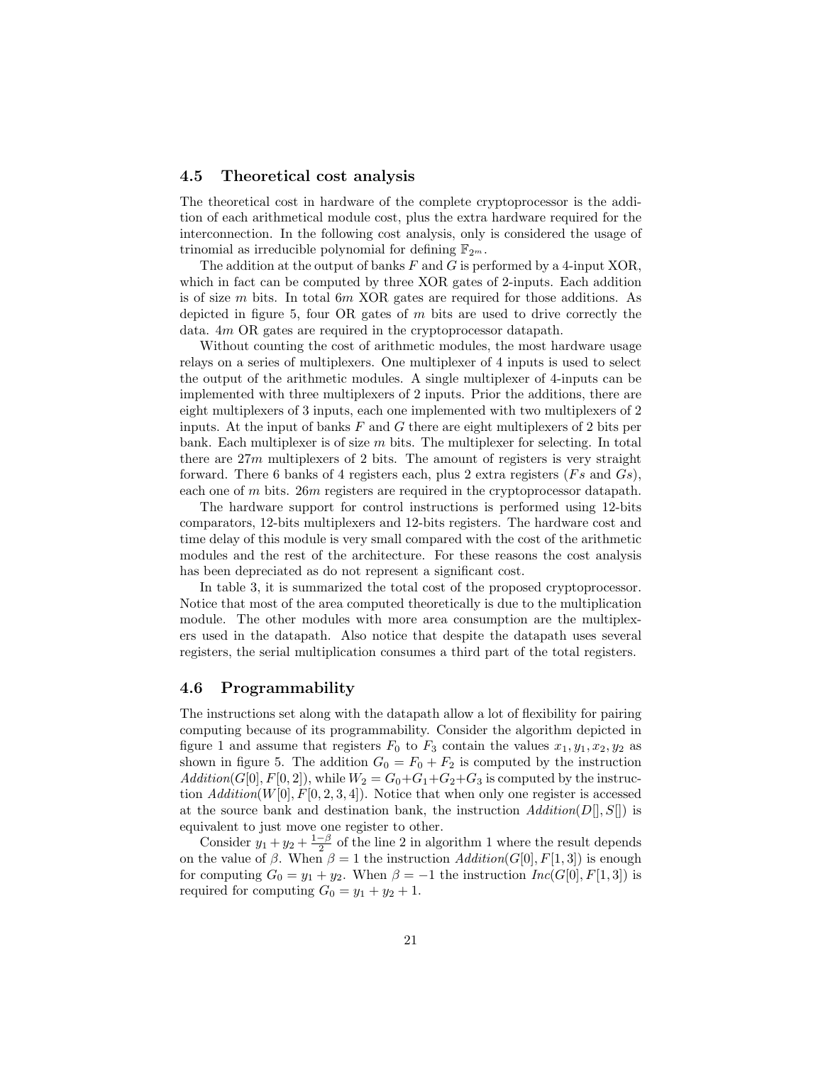## 4.5 Theoretical cost analysis

The theoretical cost in hardware of the complete cryptoprocessor is the addition of each arithmetical module cost, plus the extra hardware required for the interconnection. In the following cost analysis, only is considered the usage of trinomial as irreducible polynomial for defining $\mathbb{F}_{2^m}$.

The addition at the output of banks $F$ and $G$ is performed by a 4-input XOR, which in fact can be computed by three XOR gates of 2-inputs. Each addition is of size $m$ bits. In total $6m$ XOR gates are required for those additions. As depicted in figure 5, four OR gates of $m$ bits are used to drive correctly the data. $4m$ OR gates are required in the cryptoprocessor datapath.

Without counting the cost of arithmetic modules, the most hardware usage relays on a series of multiplexers. One multiplexer of 4 inputs is used to select the output of the arithmetic modules. A single multiplexer of 4-inputs can be implemented with three multiplexers of 2 inputs. Prior the additions, there are eight multiplexers of 3 inputs, each one implemented with two multiplexers of 2 inputs. At the input of banks $F$ and $G$ there are eight multiplexers of 2 bits per bank. Each multiplexer is of size $m$ bits. The multiplexer for selecting. In total there are $27m$ multiplexers of 2 bits. The amount of registers is very straight forward. There 6 banks of 4 registers each, plus 2 extra registers ($Fs$ and $Gs$), each one of $m$ bits. $26m$ registers are required in the cryptoprocessor datapath.

The hardware support for control instructions is performed using 12-bits comparators, 12-bits multiplexers and 12-bits registers. The hardware cost and time delay of this module is very small compared with the cost of the arithmetic modules and the rest of the architecture. For these reasons the cost analysis has been depreciated as do not represent a significant cost.

In table 3, it is summarized the total cost of the proposed cryptoprocessor. Notice that most of the area computed theoretically is due to the multiplication module. The other modules with more area consumption are the multiplexers used in the datapath. Also notice that despite the datapath uses several registers, the serial multiplication consumes a third part of the total registers.

## 4.6 Programmability

The instructions set along with the datapath allow a lot of flexibility for pairing computing because of its programmability. Consider the algorithm depicted in figure 1 and assume that registers $F_0$ to $F_3$ contain the values $x_1, y_1, x_2, y_2$ as shown in figure 5. The addition $G_0 = F_0 + F_2$ is computed by the instruction $Addition(G[0], F[0, 2])$, while $W_2 = G_0 + G_1 + G_2 + G_3$ is computed by the instruction $Addition(W[0], F[0, 2, 3, 4])$. Notice that when only one register is accessed at the source bank and destination bank, the instruction $Addition(D[], S[])$ is equivalent to just move one register to other.

Consider $y_1 + y_2 + \frac{1-\beta}{2}$ of the line 2 in algorithm 1 where the result depends on the value of $\beta$. When $\beta = 1$ the instruction $Addition(G[0], F[1, 3])$ is enough for computing $G_0 = y_1 + y_2$. When $\beta = -1$ the instruction $Inc(G[0], F[1, 3])$ is required for computing $G_0 = y_1 + y_2 + 1$.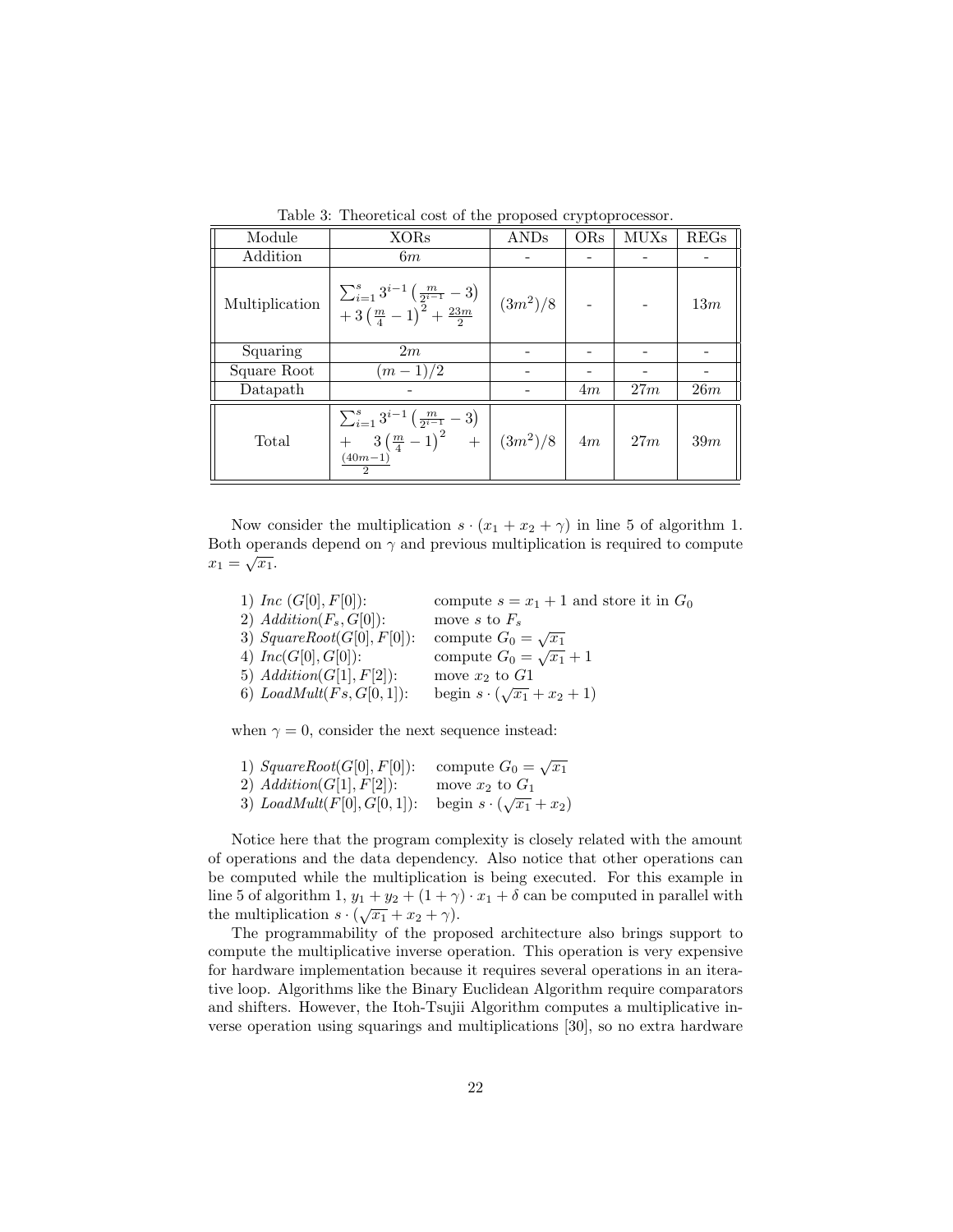Table 3: Theoretical cost of the proposed cryptoprocessor.

| Module | XORs | ANDs | ORs | MUXs | REGs |
|---|---|---|---|---|---|
| Addition | $6m$ | - | - | - | - |
| Multiplication | $\sum_{i=1}^{s} 3^{i-1}\left(\frac{m}{2^{i-1}} - 3\right) + 3\left(\frac{m}{4} - 1\right)^2 + \frac{23m}{2}$ | $(3m^2)/8$ | - | - | $13m$ |
| Squaring | $2m$ | - | - | - | - |
| Square Root | $(m-1)/2$ | - | - | - | - |
| Datapath | - | - | $4m$ | $27m$ | $26m$ |
| Total | $\sum_{i=1}^{s} 3^{i-1}\left(\frac{m}{2^{i-1}} - 3\right) + 3\left(\frac{m}{4} - 1\right)^2 + \frac{(40m-1)}{2}$ | $(3m^2)/8$ | $4m$ | $27m$ | $39m$ |

Now consider the multiplication $s \cdot (x_1 + x_2 + \gamma)$ in line 5 of algorithm 1. Both operands depend on $\gamma$ and previous multiplication is required to compute $x_1 = \sqrt{x_1}$.

1) *Inc* $(G[0], F[0])$: compute $s = x_1 + 1$ and store it in $G_0$
2) *Addition*$(F_s, G[0])$: move $s$ to $F_s$
3) *SquareRoot*$(G[0], F[0])$: compute $G_0 = \sqrt{x_1}$
4) *Inc*$(G[0], G[0])$: compute $G_0 = \sqrt{x_1} + 1$
5) *Addition*$(G[1], F[2])$: move $x_2$ to $G1$
6) *LoadMult*$(Fs, G[0, 1])$: begin $s \cdot (\sqrt{x_1} + x_2 + 1)$

when $\gamma = 0$, consider the next sequence instead:

1) *SquareRoot*$(G[0], F[0])$: compute $G_0 = \sqrt{x_1}$
2) *Addition*$(G[1], F[2])$: move $x_2$ to $G_1$
3) *LoadMult*$(F[0], G[0, 1])$: begin $s \cdot (\sqrt{x_1} + x_2)$

Notice here that the program complexity is closely related with the amount of operations and the data dependency. Also notice that other operations can be computed while the multiplication is being executed. For this example in line 5 of algorithm 1, $y_1 + y_2 + (1 + \gamma) \cdot x_1 + \delta$ can be computed in parallel with the multiplication $s \cdot (\sqrt{x_1} + x_2 + \gamma)$.

The programmability of the proposed architecture also brings support to compute the multiplicative inverse operation. This operation is very expensive for hardware implementation because it requires several operations in an iterative loop. Algorithms like the Binary Euclidean Algorithm require comparators and shifters. However, the Itoh-Tsujii Algorithm computes a multiplicative inverse operation using squarings and multiplications [30], so no extra hardware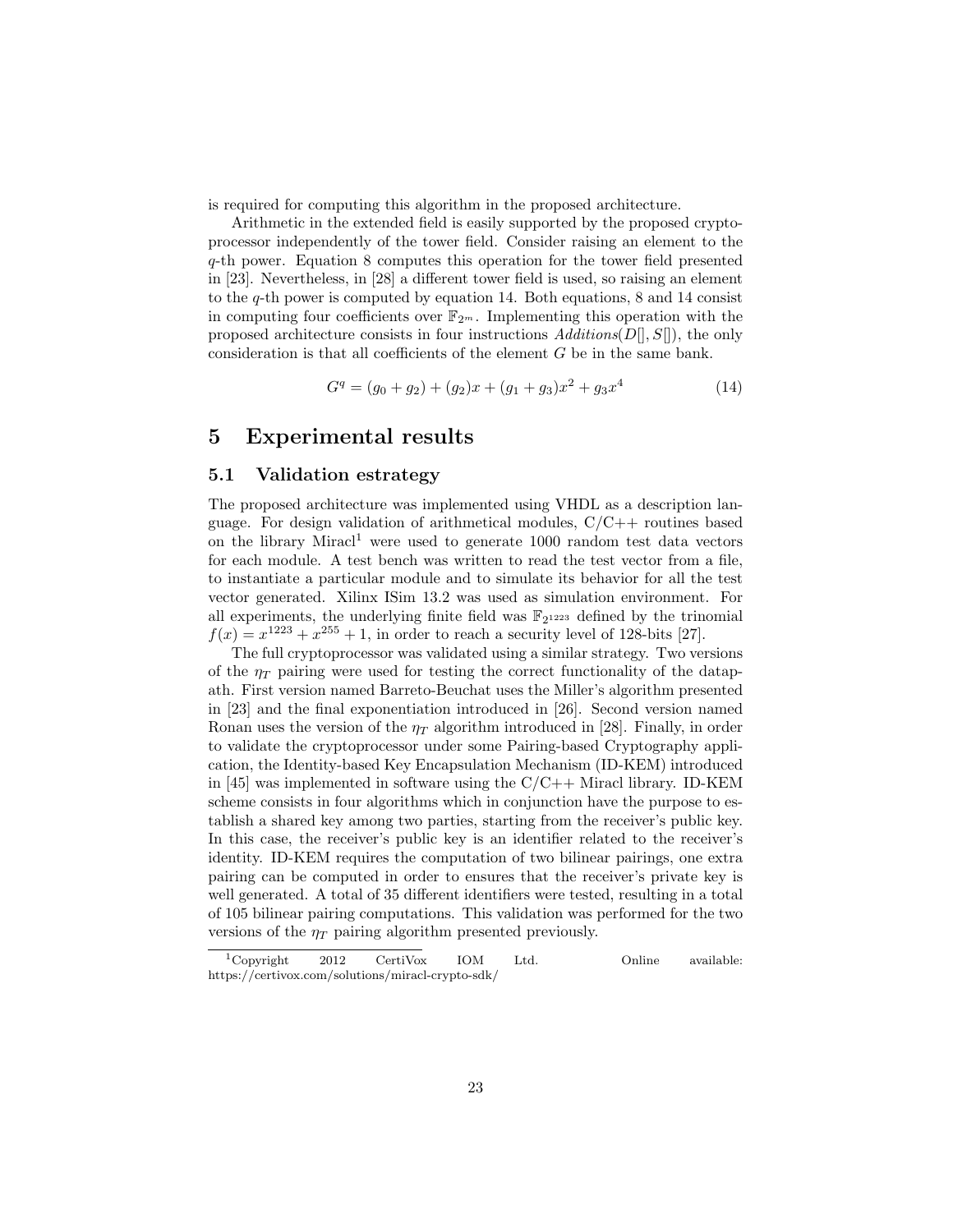is required for computing this algorithm in the proposed architecture.

Arithmetic in the extended field is easily supported by the proposed cryptoprocessor independently of the tower field. Consider raising an element to the $q$-th power. Equation 8 computes this operation for the tower field presented in [23]. Nevertheless, in [28] a different tower field is used, so raising an element to the $q$-th power is computed by equation 14. Both equations, 8 and 14 consist in computing four coefficients over $\mathbb{F}_{2^m}$. Implementing this operation with the proposed architecture consists in four instructions $Additions(D[], S[])$, the only consideration is that all coefficients of the element $G$ be in the same bank.

$$G^q = (g_0 + g_2) + (g_2)x + (g_1 + g_3)x^2 + g_3 x^4 \tag{14}$$

# 5 Experimental results

## 5.1 Validation estrategy

The proposed architecture was implemented using VHDL as a description language. For design validation of arithmetical modules, C/C++ routines based on the library Miracl[1] were used to generate 1000 random test data vectors for each module. A test bench was written to read the test vector from a file, to instantiate a particular module and to simulate its behavior for all the test vector generated. Xilinx ISim 13.2 was used as simulation environment. For all experiments, the underlying finite field was $\mathbb{F}_{2^{1223}}$ defined by the trinomial $f(x) = x^{1223} + x^{255} + 1$, in order to reach a security level of 128-bits [27].

The full cryptoprocessor was validated using a similar strategy. Two versions of the $\eta_T$ pairing were used for testing the correct functionality of the datapath. First version named Barreto-Beuchat uses the Miller's algorithm presented in [23] and the final exponentiation introduced in [26]. Second version named Ronan uses the version of the $\eta_T$ algorithm introduced in [28]. Finally, in order to validate the cryptoprocessor under some Pairing-based Cryptography application, the Identity-based Key Encapsulation Mechanism (ID-KEM) introduced in [45] was implemented in software using the C/C++ Miracl library. ID-KEM scheme consists in four algorithms which in conjunction have the purpose to establish a shared key among two parties, starting from the receiver's public key. In this case, the receiver's public key is an identifier related to the receiver's identity. ID-KEM requires the computation of two bilinear pairings, one extra pairing can be computed in order to ensures that the receiver's private key is well generated. A total of 35 different identifiers were tested, resulting in a total of 105 bilinear pairing computations. This validation was performed for the two versions of the $\eta_T$ pairing algorithm presented previously.

[1] Copyright 2012 CertiVox IOM Ltd. Online available: https://certivox.com/solutions/miracl-crypto-sdk/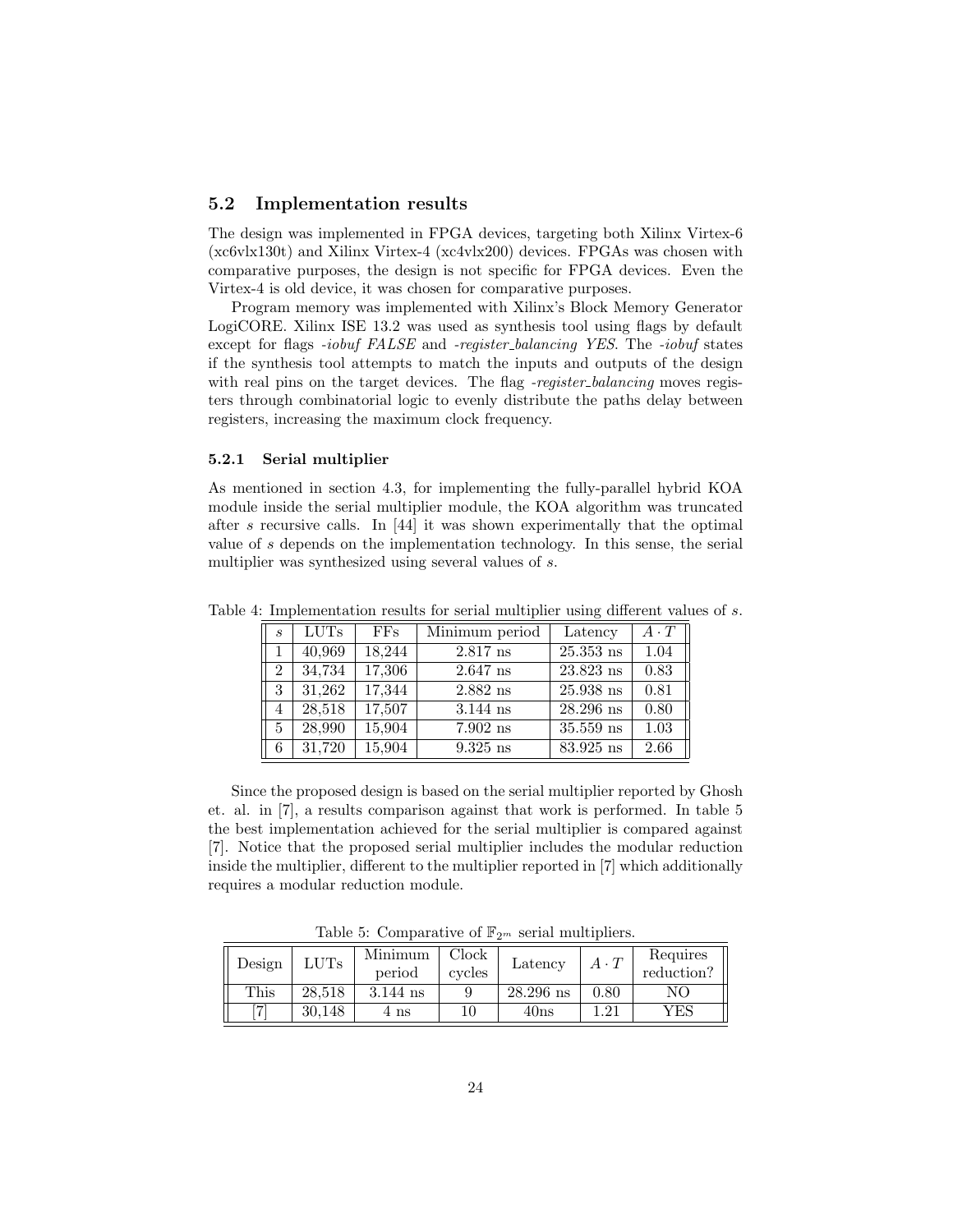## 5.2 Implementation results

The design was implemented in FPGA devices, targeting both Xilinx Virtex-6 (xc6vlx130t) and Xilinx Virtex-4 (xc4vlx200) devices. FPGAs was chosen with comparative purposes, the design is not specific for FPGA devices. Even the Virtex-4 is old device, it was chosen for comparative purposes.

Program memory was implemented with Xilinx's Block Memory Generator LogiCORE. Xilinx ISE 13.2 was used as synthesis tool using flags by default except for flags *-iobuf FALSE* and *-register_balancing YES*. The *-iobuf* states if the synthesis tool attempts to match the inputs and outputs of the design with real pins on the target devices. The flag *-register_balancing* moves registers through combinatorial logic to evenly distribute the paths delay between registers, increasing the maximum clock frequency.

### 5.2.1 Serial multiplier

As mentioned in section 4.3, for implementing the fully-parallel hybrid KOA module inside the serial multiplier module, the KOA algorithm was truncated after $s$ recursive calls. In [44] it was shown experimentally that the optimal value of $s$ depends on the implementation technology. In this sense, the serial multiplier was synthesized using several values of $s$.

Table 4: Implementation results for serial multiplier using different values of $s$.

| $s$ | LUTs | FFs | Minimum period | Latency | $A \cdot T$ |
|---|---|---|---|---|---|
| 1 | 40,969 | 18,244 | 2.817 ns | 25.353 ns | 1.04 |
| 2 | 34,734 | 17,306 | 2.647 ns | 23.823 ns | 0.83 |
| 3 | 31,262 | 17,344 | 2.882 ns | 25.938 ns | 0.81 |
| 4 | 28,518 | 17,507 | 3.144 ns | 28.296 ns | 0.80 |
| 5 | 28,990 | 15,904 | 7.902 ns | 35.559 ns | 1.03 |
| 6 | 31,720 | 15,904 | 9.325 ns | 83.925 ns | 2.66 |

Since the proposed design is based on the serial multiplier reported by Ghosh et. al. in [7], a results comparison against that work is performed. In table 5 the best implementation achieved for the serial multiplier is compared against [7]. Notice that the proposed serial multiplier includes the modular reduction inside the multiplier, different to the multiplier reported in [7] which additionally requires a modular reduction module.

Table 5: Comparative of $\mathbb{F}_{2^m}$ serial multipliers.

| Design | LUTs | Minimum period | Clock cycles | Latency | $A \cdot T$ | Requires reduction? |
|---|---|---|---|---|---|---|
| This | 28,518 | 3.144 ns | 9 | 28.296 ns | 0.80 | NO |
| [7] | 30,148 | 4 ns | 10 | 40ns | 1.21 | YES |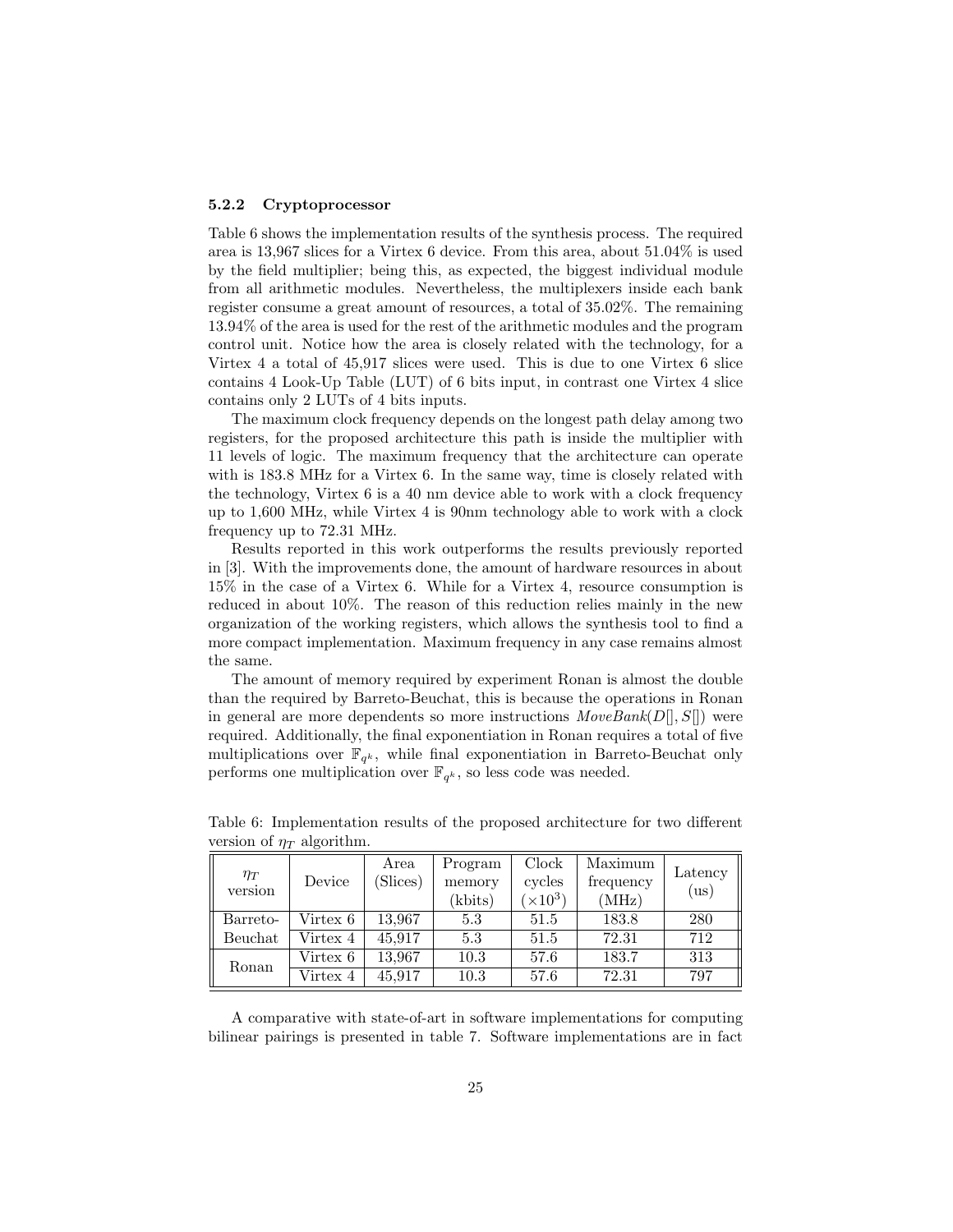#### 5.2.2 Cryptoprocessor

Table 6 shows the implementation results of the synthesis process. The required area is 13,967 slices for a Virtex 6 device. From this area, about 51.04% is used by the field multiplier; being this, as expected, the biggest individual module from all arithmetic modules. Nevertheless, the multiplexers inside each bank register consume a great amount of resources, a total of 35.02%. The remaining 13.94% of the area is used for the rest of the arithmetic modules and the program control unit. Notice how the area is closely related with the technology, for a Virtex 4 a total of 45,917 slices were used. This is due to one Virtex 6 slice contains 4 Look-Up Table (LUT) of 6 bits input, in contrast one Virtex 4 slice contains only 2 LUTs of 4 bits inputs.

The maximum clock frequency depends on the longest path delay among two registers, for the proposed architecture this path is inside the multiplier with 11 levels of logic. The maximum frequency that the architecture can operate with is 183.8 MHz for a Virtex 6. In the same way, time is closely related with the technology, Virtex 6 is a 40 nm device able to work with a clock frequency up to 1,600 MHz, while Virtex 4 is 90nm technology able to work with a clock frequency up to 72.31 MHz.

Results reported in this work outperforms the results previously reported in [3]. With the improvements done, the amount of hardware resources in about 15% in the case of a Virtex 6. While for a Virtex 4, resource consumption is reduced in about 10%. The reason of this reduction relies mainly in the new organization of the working registers, which allows the synthesis tool to find a more compact implementation. Maximum frequency in any case remains almost the same.

The amount of memory required by experiment Ronan is almost the double than the required by Barreto-Beuchat, this is because the operations in Ronan in general are more dependents so more instructions $MoveBank(D[], S[])$ were required. Additionally, the final exponentiation in Ronan requires a total of five multiplications over $\mathbb{F}_{q^k}$, while final exponentiation in Barreto-Beuchat only performs one multiplication over $\mathbb{F}_{q^k}$, so less code was needed.

Table 6: Implementation results of the proposed architecture for two different version of $\eta_T$ algorithm.

| $\eta_T$ version | Device | Area (Slices) | Program memory (kbits) | Clock cycles ($\times 10^3$) | Maximum frequency (MHz) | Latency (us) |
|---|---|---|---|---|---|---|
| Barreto-Beuchat | Virtex 6 | 13,967 | 5.3 | 51.5 | 183.8 | 280 |
| | Virtex 4 | 45,917 | 5.3 | 51.5 | 72.31 | 712 |
| Ronan | Virtex 6 | 13,967 | 10.3 | 57.6 | 183.7 | 313 |
| | Virtex 4 | 45,917 | 10.3 | 57.6 | 72.31 | 797 |

A comparative with state-of-art in software implementations for computing bilinear pairings is presented in table 7. Software implementations are in fact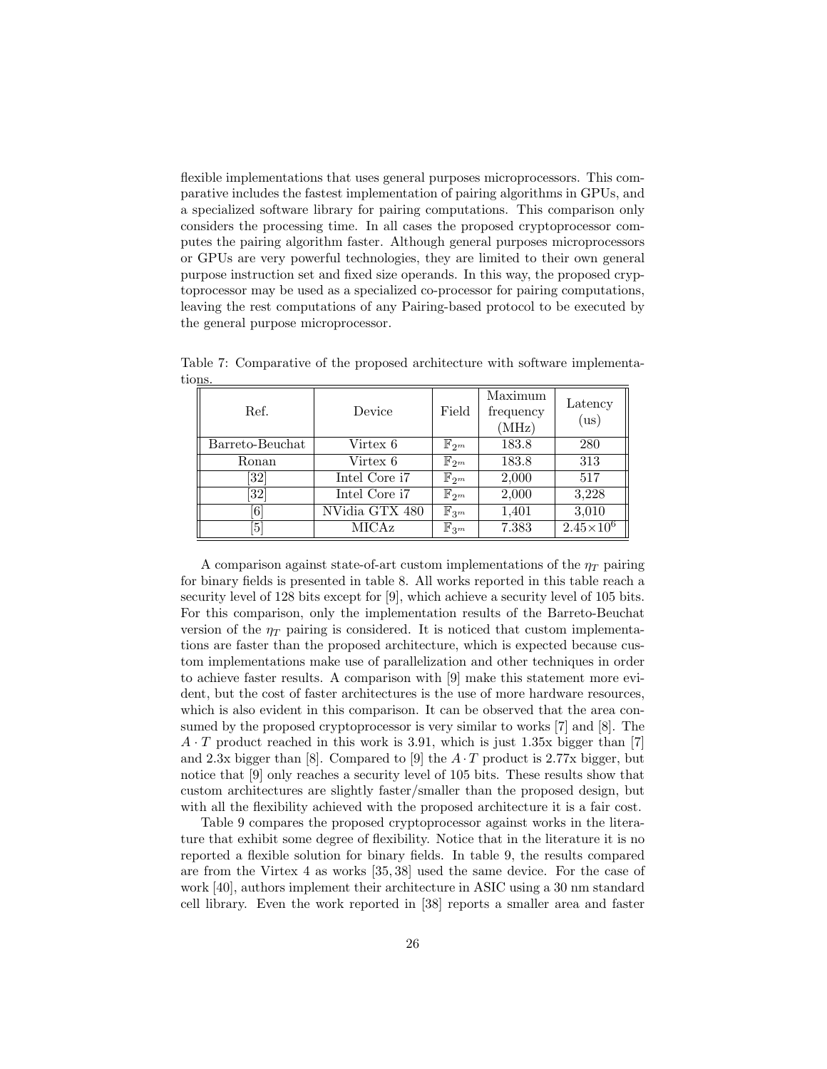flexible implementations that uses general purposes microprocessors. This comparative includes the fastest implementation of pairing algorithms in GPUs, and a specialized software library for pairing computations. This comparison only considers the processing time. In all cases the proposed cryptoprocessor computes the pairing algorithm faster. Although general purposes microprocessors or GPUs are very powerful technologies, they are limited to their own general purpose instruction set and fixed size operands. In this way, the proposed cryptoprocessor may be used as a specialized co-processor for pairing computations, leaving the rest computations of any Pairing-based protocol to be executed by the general purpose microprocessor.

Table 7: Comparative of the proposed architecture with software implementations.

| Ref. | Device | Field | Maximum frequency (MHz) | Latency (us) |
|---|---|---|---|---|
| Barreto-Beuchat | Virtex 6 | $\mathbb{F}_{2^m}$ | 183.8 | 280 |
| Ronan | Virtex 6 | $\mathbb{F}_{2^m}$ | 183.8 | 313 |
| [32] | Intel Core i7 | $\mathbb{F}_{2^m}$ | 2,000 | 517 |
| [32] | Intel Core i7 | $\mathbb{F}_{2^m}$ | 2,000 | 3,228 |
| [6] | NVidia GTX 480 | $\mathbb{F}_{3^m}$ | 1,401 | 3,010 |
| [5] | MICAz | $\mathbb{F}_{3^m}$ | 7.383 | $2.45 \times 10^6$ |

A comparison against state-of-art custom implementations of the $\eta_T$ pairing for binary fields is presented in table 8. All works reported in this table reach a security level of 128 bits except for [9], which achieve a security level of 105 bits. For this comparison, only the implementation results of the Barreto-Beuchat version of the $\eta_T$ pairing is considered. It is noticed that custom implementations are faster than the proposed architecture, which is expected because custom implementations make use of parallelization and other techniques in order to achieve faster results. A comparison with [9] make this statement more evident, but the cost of faster architectures is the use of more hardware resources, which is also evident in this comparison. It can be observed that the area consumed by the proposed cryptoprocessor is very similar to works [7] and [8]. The $A \cdot T$ product reached in this work is 3.91, which is just 1.35x bigger than [7] and 2.3x bigger than [8]. Compared to [9] the $A \cdot T$ product is 2.77x bigger, but notice that [9] only reaches a security level of 105 bits. These results show that custom architectures are slightly faster/smaller than the proposed design, but with all the flexibility achieved with the proposed architecture it is a fair cost.

Table 9 compares the proposed cryptoprocessor against works in the literature that exhibit some degree of flexibility. Notice that in the literature it is no reported a flexible solution for binary fields. In table 9, the results compared are from the Virtex 4 as works [35, 38] used the same device. For the case of work [40], authors implement their architecture in ASIC using a 30 nm standard cell library. Even the work reported in [38] reports a smaller area and faster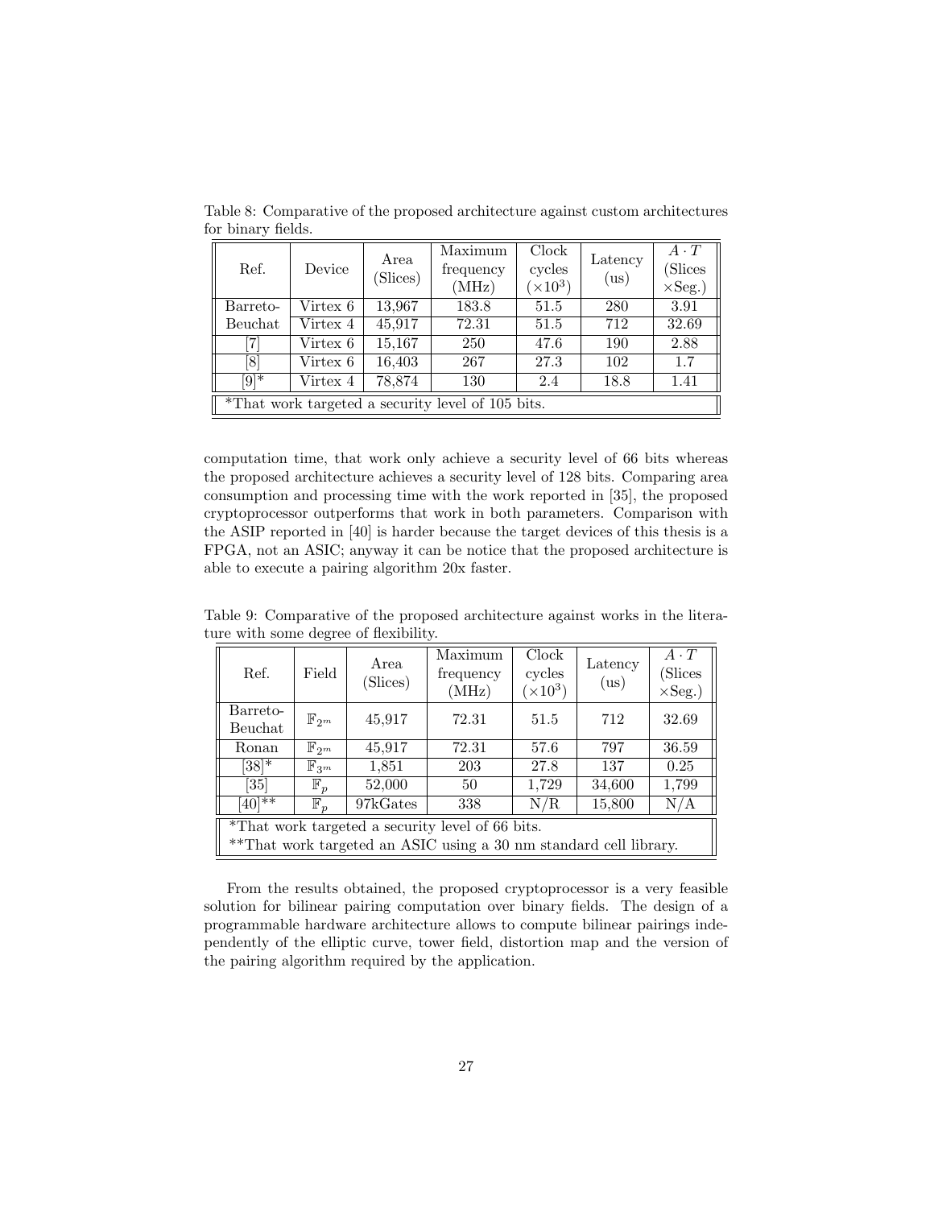Table 8: Comparative of the proposed architecture against custom architectures for binary fields.

| Ref. | Device | Area (Slices) | Maximum frequency (MHz) | Clock cycles ($\times 10^3$) | Latency (us) | $A \cdot T$ (Slices $\times$Seg.) |
|---|---|---|---|---|---|---|
| Barreto-Beuchat | Virtex 6 | 13,967 | 183.8 | 51.5 | 280 | 3.91 |
| | Virtex 4 | 45,917 | 72.31 | 51.5 | 712 | 32.69 |
| [7] | Virtex 6 | 15,167 | 250 | 47.6 | 190 | 2.88 |
| [8] | Virtex 6 | 16,403 | 267 | 27.3 | 102 | 1.7 |
| [9]* | Virtex 4 | 78,874 | 130 | 2.4 | 18.8 | 1.41 |

*That work targeted a security level of 105 bits.

computation time, that work only achieve a security level of 66 bits whereas the proposed architecture achieves a security level of 128 bits. Comparing area consumption and processing time with the work reported in [35], the proposed cryptoprocessor outperforms that work in both parameters. Comparison with the ASIP reported in [40] is harder because the target devices of this thesis is a FPGA, not an ASIC; anyway it can be notice that the proposed architecture is able to execute a pairing algorithm 20x faster.

Table 9: Comparative of the proposed architecture against works in the literature with some degree of flexibility.

| Ref. | Field | Area (Slices) | Maximum frequency (MHz) | Clock cycles ($\times 10^3$) | Latency (us) | $A \cdot T$ (Slices $\times$Seg.) |
|---|---|---|---|---|---|---|
| Barreto-Beuchat | $\mathbb{F}_{2^m}$ | 45,917 | 72.31 | 51.5 | 712 | 32.69 |
| Ronan | $\mathbb{F}_{2^m}$ | 45,917 | 72.31 | 57.6 | 797 | 36.59 |
| [38]* | $\mathbb{F}_{3^m}$ | 1,851 | 203 | 27.8 | 137 | 0.25 |
| [35] | $\mathbb{F}_p$ | 52,000 | 50 | 1,729 | 34,600 | 1,799 |
| [40]** | $\mathbb{F}_p$ | 97kGates | 338 | N/R | 15,800 | N/A |

*That work targeted a security level of 66 bits.
**That work targeted an ASIC using a 30 nm standard cell library.

From the results obtained, the proposed cryptoprocessor is a very feasible solution for bilinear pairing computation over binary fields. The design of a programmable hardware architecture allows to compute bilinear pairings independently of the elliptic curve, tower field, distortion map and the version of the pairing algorithm required by the application.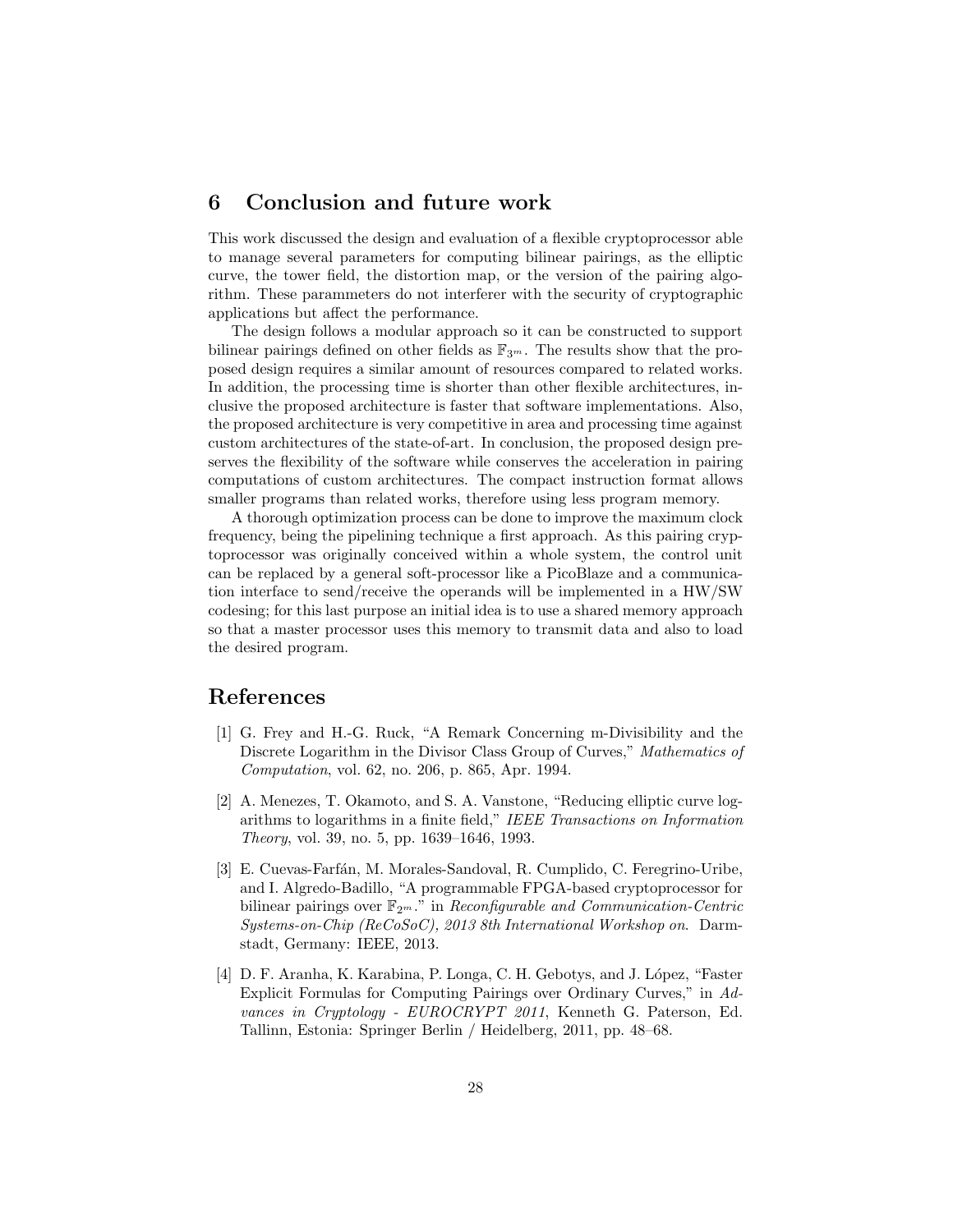## 6 Conclusion and future work

This work discussed the design and evaluation of a flexible cryptoprocessor able to manage several parameters for computing bilinear pairings, as the elliptic curve, the tower field, the distortion map, or the version of the pairing algorithm. These parammeters do not interferer with the security of cryptographic applications but affect the performance.

The design follows a modular approach so it can be constructed to support bilinear pairings defined on other fields as $\mathbb{F}_{3^m}$. The results show that the proposed design requires a similar amount of resources compared to related works. In addition, the processing time is shorter than other flexible architectures, inclusive the proposed architecture is faster that software implementations. Also, the proposed architecture is very competitive in area and processing time against custom architectures of the state-of-art. In conclusion, the proposed design preserves the flexibility of the software while conserves the acceleration in pairing computations of custom architectures. The compact instruction format allows smaller programs than related works, therefore using less program memory.

A thorough optimization process can be done to improve the maximum clock frequency, being the pipelining technique a first approach. As this pairing cryptoprocessor was originally conceived within a whole system, the control unit can be replaced by a general soft-processor like a PicoBlaze and a communication interface to send/receive the operands will be implemented in a HW/SW codesing; for this last purpose an initial idea is to use a shared memory approach so that a master processor uses this memory to transmit data and also to load the desired program.

## References

[1] G. Frey and H.-G. Ruck, "A Remark Concerning m-Divisibility and the Discrete Logarithm in the Divisor Class Group of Curves," *Mathematics of Computation*, vol. 62, no. 206, p. 865, Apr. 1994.

[2] A. Menezes, T. Okamoto, and S. A. Vanstone, "Reducing elliptic curve logarithms to logarithms in a finite field," *IEEE Transactions on Information Theory*, vol. 39, no. 5, pp. 1639–1646, 1993.

[3] E. Cuevas-Farfán, M. Morales-Sandoval, R. Cumplido, C. Feregrino-Uribe, and I. Algredo-Badillo, "A programmable FPGA-based cryptoprocessor for bilinear pairings over $\mathbb{F}_{2^m}$." in *Reconfigurable and Communication-Centric Systems-on-Chip (ReCoSoC), 2013 8th International Workshop on*. Darmstadt, Germany: IEEE, 2013.

[4] D. F. Aranha, K. Karabina, P. Longa, C. H. Gebotys, and J. López, "Faster Explicit Formulas for Computing Pairings over Ordinary Curves," in *Advances in Cryptology - EUROCRYPT 2011*, Kenneth G. Paterson, Ed. Tallinn, Estonia: Springer Berlin / Heidelberg, 2011, pp. 48–68.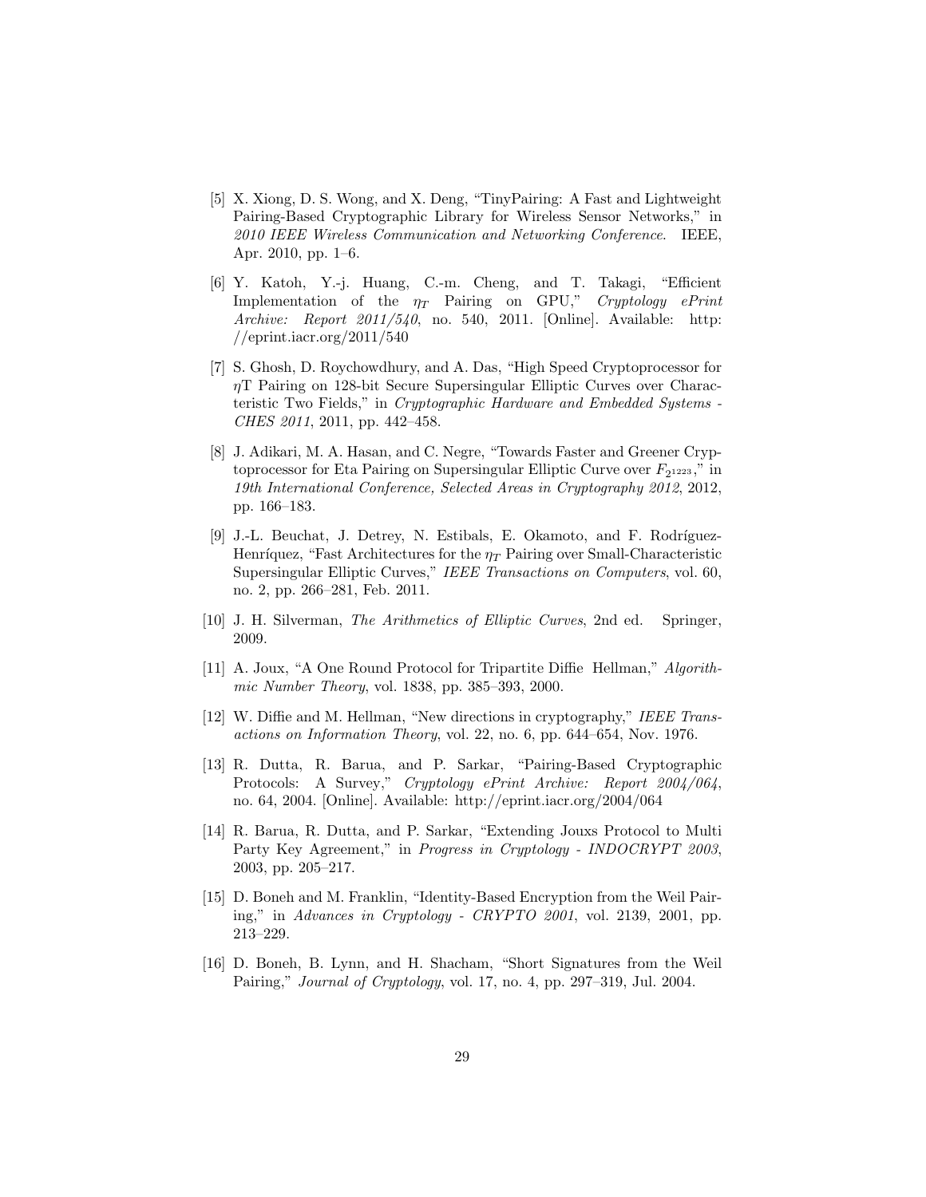[5] X. Xiong, D. S. Wong, and X. Deng, "TinyPairing: A Fast and Lightweight Pairing-Based Cryptographic Library for Wireless Sensor Networks," in *2010 IEEE Wireless Communication and Networking Conference*. IEEE, Apr. 2010, pp. 1–6.

[6] Y. Katoh, Y.-j. Huang, C.-m. Cheng, and T. Takagi, "Efficient Implementation of the $\eta_T$ Pairing on GPU," *Cryptology ePrint Archive: Report 2011/540*, no. 540, 2011. [Online]. Available: http://eprint.iacr.org/2011/540

[7] S. Ghosh, D. Roychowdhury, and A. Das, "High Speed Cryptoprocessor for $\eta$T Pairing on 128-bit Secure Supersingular Elliptic Curves over Characteristic Two Fields," in *Cryptographic Hardware and Embedded Systems - CHES 2011*, 2011, pp. 442–458.

[8] J. Adikari, M. A. Hasan, and C. Negre, "Towards Faster and Greener Cryptoprocessor for Eta Pairing on Supersingular Elliptic Curve over $F_{2^{1223}}$," in *19th International Conference, Selected Areas in Cryptography 2012*, 2012, pp. 166–183.

[9] J.-L. Beuchat, J. Detrey, N. Estibals, E. Okamoto, and F. Rodríguez-Henríquez, "Fast Architectures for the $\eta_T$ Pairing over Small-Characteristic Supersingular Elliptic Curves," *IEEE Transactions on Computers*, vol. 60, no. 2, pp. 266–281, Feb. 2011.

[10] J. H. Silverman, *The Arithmetics of Elliptic Curves*, 2nd ed. Springer, 2009.

[11] A. Joux, "A One Round Protocol for Tripartite Diffie Hellman," *Algorithmic Number Theory*, vol. 1838, pp. 385–393, 2000.

[12] W. Diffie and M. Hellman, "New directions in cryptography," *IEEE Transactions on Information Theory*, vol. 22, no. 6, pp. 644–654, Nov. 1976.

[13] R. Dutta, R. Barua, and P. Sarkar, "Pairing-Based Cryptographic Protocols: A Survey," *Cryptology ePrint Archive: Report 2004/064*, no. 64, 2004. [Online]. Available: http://eprint.iacr.org/2004/064

[14] R. Barua, R. Dutta, and P. Sarkar, "Extending Jouxs Protocol to Multi Party Key Agreement," in *Progress in Cryptology - INDOCRYPT 2003*, 2003, pp. 205–217.

[15] D. Boneh and M. Franklin, "Identity-Based Encryption from the Weil Pairing," in *Advances in Cryptology - CRYPTO 2001*, vol. 2139, 2001, pp. 213–229.

[16] D. Boneh, B. Lynn, and H. Shacham, "Short Signatures from the Weil Pairing," *Journal of Cryptology*, vol. 17, no. 4, pp. 297–319, Jul. 2004.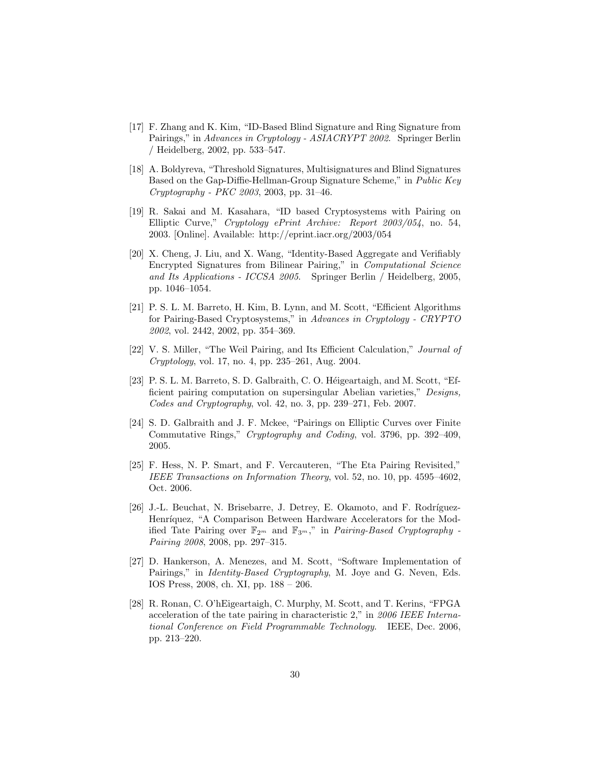[17] F. Zhang and K. Kim, "ID-Based Blind Signature and Ring Signature from Pairings," in *Advances in Cryptology - ASIACRYPT 2002*. Springer Berlin / Heidelberg, 2002, pp. 533–547.

[18] A. Boldyreva, "Threshold Signatures, Multisignatures and Blind Signatures Based on the Gap-Diffie-Hellman-Group Signature Scheme," in *Public Key Cryptography - PKC 2003*, 2003, pp. 31–46.

[19] R. Sakai and M. Kasahara, "ID based Cryptosystems with Pairing on Elliptic Curve," *Cryptology ePrint Archive: Report 2003/054*, no. 54, 2003. [Online]. Available: http://eprint.iacr.org/2003/054

[20] X. Cheng, J. Liu, and X. Wang, "Identity-Based Aggregate and Verifiably Encrypted Signatures from Bilinear Pairing," in *Computational Science and Its Applications - ICCSA 2005*. Springer Berlin / Heidelberg, 2005, pp. 1046–1054.

[21] P. S. L. M. Barreto, H. Kim, B. Lynn, and M. Scott, "Efficient Algorithms for Pairing-Based Cryptosystems," in *Advances in Cryptology - CRYPTO 2002*, vol. 2442, 2002, pp. 354–369.

[22] V. S. Miller, "The Weil Pairing, and Its Efficient Calculation," *Journal of Cryptology*, vol. 17, no. 4, pp. 235–261, Aug. 2004.

[23] P. S. L. M. Barreto, S. D. Galbraith, C. O. Héigeartaigh, and M. Scott, "Efficient pairing computation on supersingular Abelian varieties," *Designs, Codes and Cryptography*, vol. 42, no. 3, pp. 239–271, Feb. 2007.

[24] S. D. Galbraith and J. F. Mckee, "Pairings on Elliptic Curves over Finite Commutative Rings," *Cryptography and Coding*, vol. 3796, pp. 392–409, 2005.

[25] F. Hess, N. P. Smart, and F. Vercauteren, "The Eta Pairing Revisited," *IEEE Transactions on Information Theory*, vol. 52, no. 10, pp. 4595–4602, Oct. 2006.

[26] J.-L. Beuchat, N. Brisebarre, J. Detrey, E. Okamoto, and F. Rodríguez-Henríquez, "A Comparison Between Hardware Accelerators for the Modified Tate Pairing over $\mathbb{F}_{2^m}$ and $\mathbb{F}_{3^m}$," in *Pairing-Based Cryptography - Pairing 2008*, 2008, pp. 297–315.

[27] D. Hankerson, A. Menezes, and M. Scott, "Software Implementation of Pairings," in *Identity-Based Cryptography*, M. Joye and G. Neven, Eds. IOS Press, 2008, ch. XI, pp. 188 – 206.

[28] R. Ronan, C. O'hEigeartaigh, C. Murphy, M. Scott, and T. Kerins, "FPGA acceleration of the tate pairing in characteristic 2," in *2006 IEEE International Conference on Field Programmable Technology*. IEEE, Dec. 2006, pp. 213–220.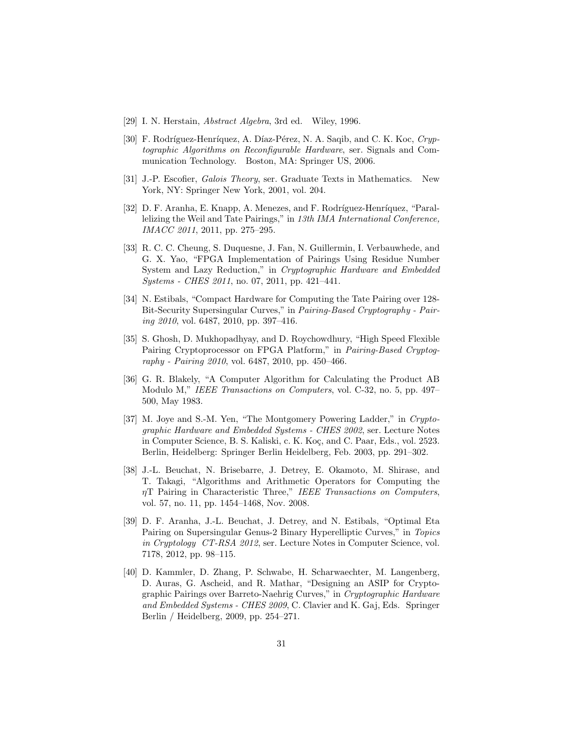[29] I. N. Herstain, *Abstract Algebra*, 3rd ed. Wiley, 1996.

[30] F. Rodríguez-Henríquez, A. Díaz-Pérez, N. A. Saqib, and C. K. Koc, *Cryptographic Algorithms on Reconfigurable Hardware*, ser. Signals and Communication Technology. Boston, MA: Springer US, 2006.

[31] J.-P. Escofier, *Galois Theory*, ser. Graduate Texts in Mathematics. New York, NY: Springer New York, 2001, vol. 204.

[32] D. F. Aranha, E. Knapp, A. Menezes, and F. Rodríguez-Henríquez, "Parallelizing the Weil and Tate Pairings," in *13th IMA International Conference, IMACC 2011*, 2011, pp. 275–295.

[33] R. C. C. Cheung, S. Duquesne, J. Fan, N. Guillermin, I. Verbauwhede, and G. X. Yao, "FPGA Implementation of Pairings Using Residue Number System and Lazy Reduction," in *Cryptographic Hardware and Embedded Systems - CHES 2011*, no. 07, 2011, pp. 421–441.

[34] N. Estibals, "Compact Hardware for Computing the Tate Pairing over 128-Bit-Security Supersingular Curves," in *Pairing-Based Cryptography - Pairing 2010*, vol. 6487, 2010, pp. 397–416.

[35] S. Ghosh, D. Mukhopadhyay, and D. Roychowdhury, "High Speed Flexible Pairing Cryptoprocessor on FPGA Platform," in *Pairing-Based Cryptography - Pairing 2010*, vol. 6487, 2010, pp. 450–466.

[36] G. R. Blakely, "A Computer Algorithm for Calculating the Product AB Modulo M," *IEEE Transactions on Computers*, vol. C-32, no. 5, pp. 497–500, May 1983.

[37] M. Joye and S.-M. Yen, "The Montgomery Powering Ladder," in *Cryptographic Hardware and Embedded Systems - CHES 2002*, ser. Lecture Notes in Computer Science, B. S. Kaliski, c. K. Koç, and C. Paar, Eds., vol. 2523. Berlin, Heidelberg: Springer Berlin Heidelberg, Feb. 2003, pp. 291–302.

[38] J.-L. Beuchat, N. Brisebarre, J. Detrey, E. Okamoto, M. Shirase, and T. Takagi, "Algorithms and Arithmetic Operators for Computing the $\eta$T Pairing in Characteristic Three," *IEEE Transactions on Computers*, vol. 57, no. 11, pp. 1454–1468, Nov. 2008.

[39] D. F. Aranha, J.-L. Beuchat, J. Detrey, and N. Estibals, "Optimal Eta Pairing on Supersingular Genus-2 Binary Hyperelliptic Curves," in *Topics in Cryptology CT-RSA 2012*, ser. Lecture Notes in Computer Science, vol. 7178, 2012, pp. 98–115.

[40] D. Kammler, D. Zhang, P. Schwabe, H. Scharwaechter, M. Langenberg, D. Auras, G. Ascheid, and R. Mathar, "Designing an ASIP for Cryptographic Pairings over Barreto-Naehrig Curves," in *Cryptographic Hardware and Embedded Systems - CHES 2009*, C. Clavier and K. Gaj, Eds. Springer Berlin / Heidelberg, 2009, pp. 254–271.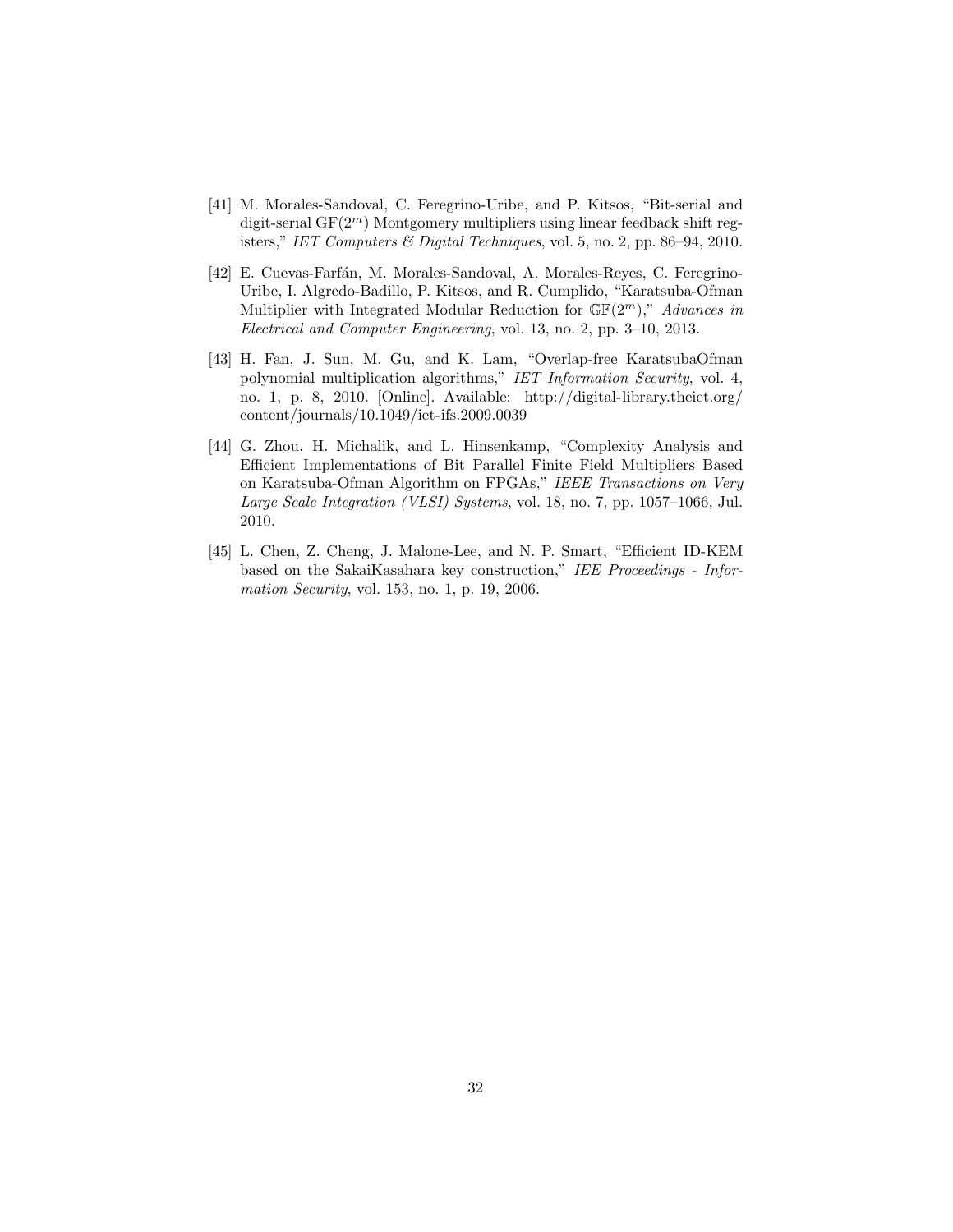[41] M. Morales-Sandoval, C. Feregrino-Uribe, and P. Kitsos, "Bit-serial and digit-serial GF($2^m$) Montgomery multipliers using linear feedback shift registers," *IET Computers & Digital Techniques*, vol. 5, no. 2, pp. 86–94, 2010.

[42] E. Cuevas-Farfán, M. Morales-Sandoval, A. Morales-Reyes, C. Feregrino-Uribe, I. Algredo-Badillo, P. Kitsos, and R. Cumplido, "Karatsuba-Ofman Multiplier with Integrated Modular Reduction for $\mathbb{GF}(2^m)$," *Advances in Electrical and Computer Engineering*, vol. 13, no. 2, pp. 3–10, 2013.

[43] H. Fan, J. Sun, M. Gu, and K. Lam, "Overlap-free KaratsubaOfman polynomial multiplication algorithms," *IET Information Security*, vol. 4, no. 1, p. 8, 2010. [Online]. Available: http://digital-library.theiet.org/content/journals/10.1049/iet-ifs.2009.0039

[44] G. Zhou, H. Michalik, and L. Hinsenkamp, "Complexity Analysis and Efficient Implementations of Bit Parallel Finite Field Multipliers Based on Karatsuba-Ofman Algorithm on FPGAs," *IEEE Transactions on Very Large Scale Integration (VLSI) Systems*, vol. 18, no. 7, pp. 1057–1066, Jul. 2010.

[45] L. Chen, Z. Cheng, J. Malone-Lee, and N. P. Smart, "Efficient ID-KEM based on the SakaiKasahara key construction," *IEE Proceedings - Information Security*, vol. 153, no. 1, p. 19, 2006.